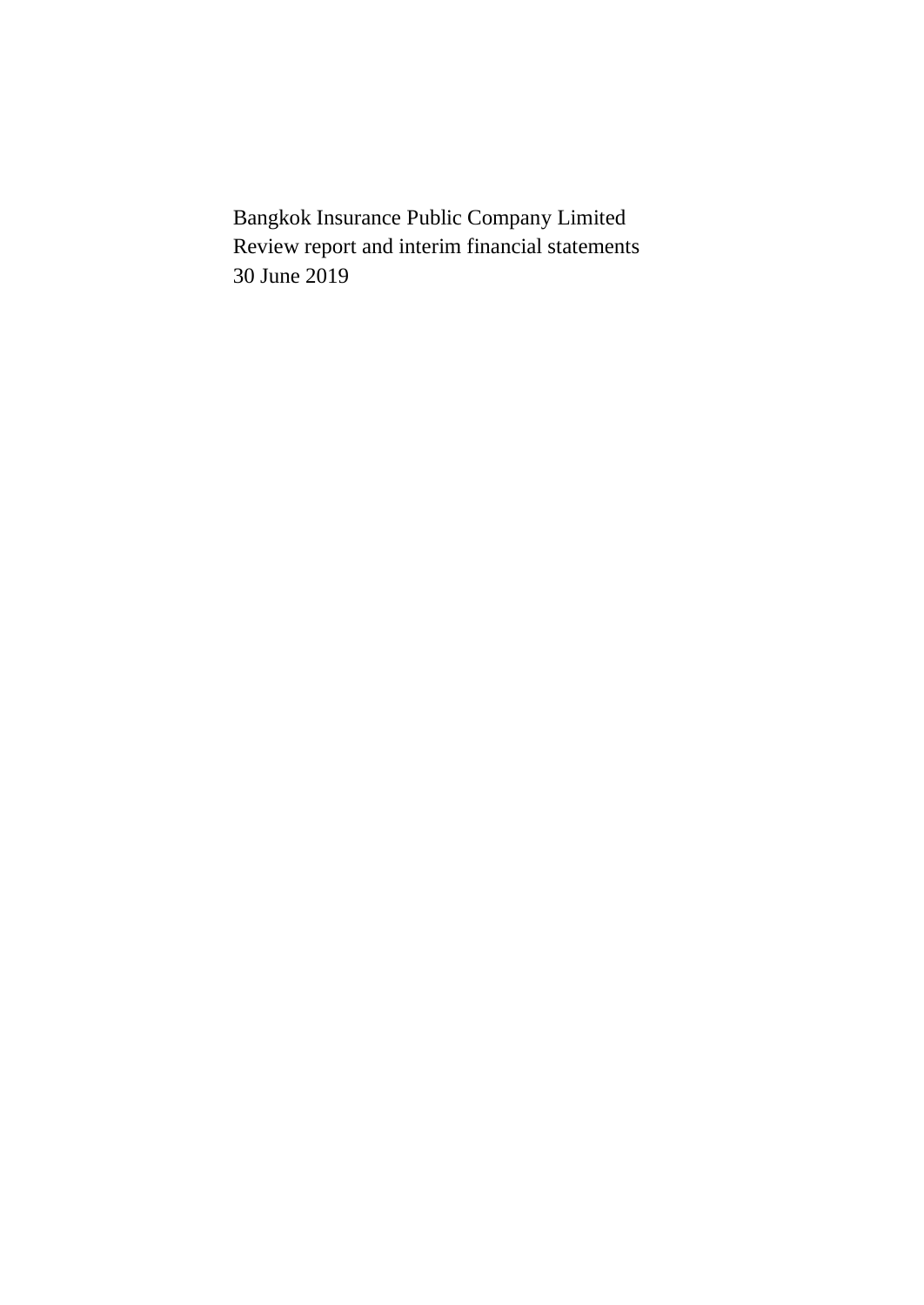Bangkok Insurance Public Company Limited

Review report and interim financial statements

30 June 2019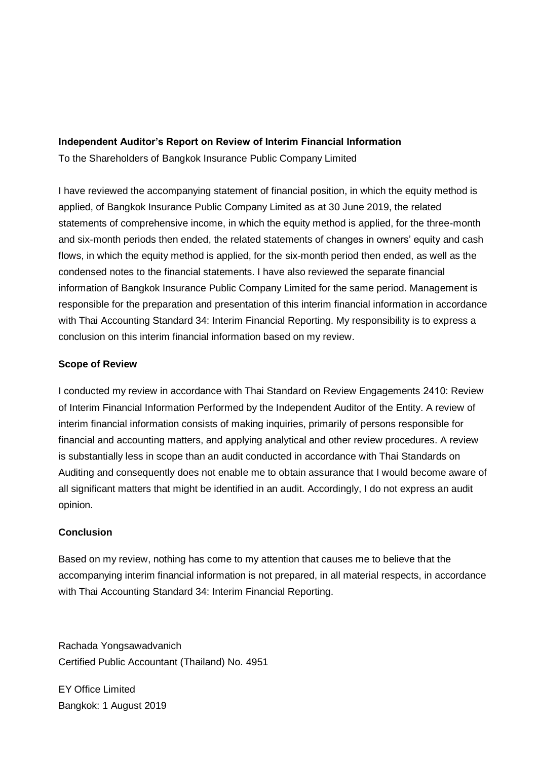**Independent Auditor's Report on Review of Interim Financial Information**

To the Shareholders of Bangkok Insurance Public Company Limited

I have reviewed the accompanying statement of financial position, in which the equity method is applied, of Bangkok Insurance Public Company Limited as at 30 June 2019, the related statements of comprehensive income, in which the equity method is applied, for the three-month and six-month periods then ended, the related statements of changes in owners' equity and cash flows, in which the equity method is applied, for the six-month period then ended, as well as the condensed notes to the financial statements. I have also reviewed the separate financial information of Bangkok Insurance Public Company Limited for the same period. Management is responsible for the preparation and presentation of this interim financial information in accordance with Thai Accounting Standard 34: Interim Financial Reporting. My responsibility is to express a conclusion on this interim financial information based on my review.

**Scope of Review**

I conducted my review in accordance with Thai Standard on Review Engagements 2410: Review of Interim Financial Information Performed by the Independent Auditor of the Entity. A review of interim financial information consists of making inquiries, primarily of persons responsible for financial and accounting matters, and applying analytical and other review procedures. A review is substantially less in scope than an audit conducted in accordance with Thai Standards on Auditing and consequently does not enable me to obtain assurance that I would become aware of all significant matters that might be identified in an audit. Accordingly, I do not express an audit opinion.

**Conclusion**

Based on my review, nothing has come to my attention that causes me to believe that the accompanying interim financial information is not prepared, in all material respects, in accordance with Thai Accounting Standard 34: Interim Financial Reporting.

Rachada Yongsawadvanich
Certified Public Accountant (Thailand) No. 4951

EY Office Limited
Bangkok: 1 August 2019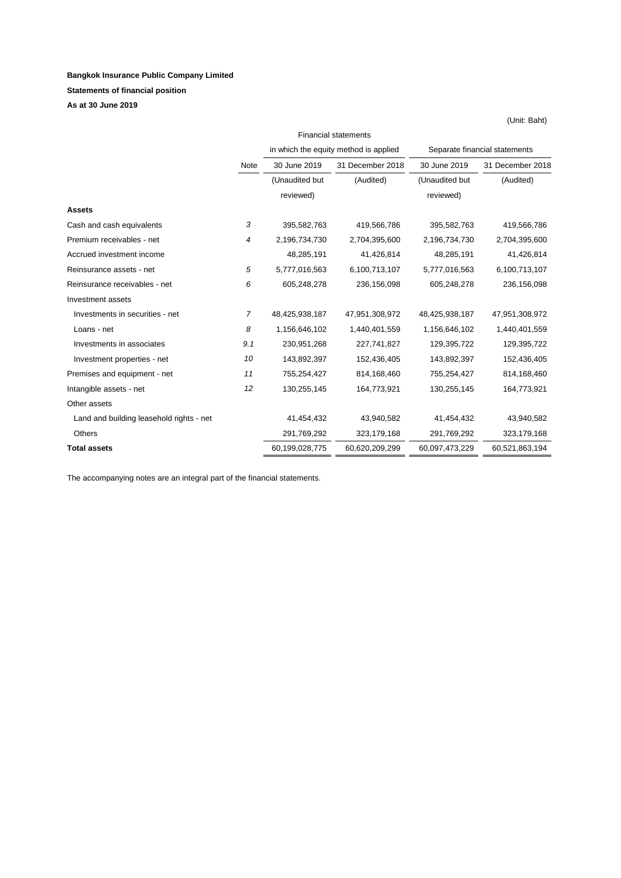**Bangkok Insurance Public Company Limited**

**Statements of financial position**

**As at 30 June 2019**

(Unit: Baht)

| | | Financial statements in which the equity method is applied | | Separate financial statements | |
|---|---|---|---|---|---|
| | Note | 30 June 2019 | 31 December 2018 | 30 June 2019 | 31 December 2018 |
| | | (Unaudited but reviewed) | (Audited) | (Unaudited but reviewed) | (Audited) |
| **Assets** | | | | | |
| Cash and cash equivalents | 3 | 395,582,763 | 419,566,786 | 395,582,763 | 419,566,786 |
| Premium receivables - net | 4 | 2,196,734,730 | 2,704,395,600 | 2,196,734,730 | 2,704,395,600 |
| Accrued investment income | | 48,285,191 | 41,426,814 | 48,285,191 | 41,426,814 |
| Reinsurance assets - net | 5 | 5,777,016,563 | 6,100,713,107 | 5,777,016,563 | 6,100,713,107 |
| Reinsurance receivables - net | 6 | 605,248,278 | 236,156,098 | 605,248,278 | 236,156,098 |
| Investment assets | | | | | |
| Investments in securities - net | 7 | 48,425,938,187 | 47,951,308,972 | 48,425,938,187 | 47,951,308,972 |
| Loans - net | 8 | 1,156,646,102 | 1,440,401,559 | 1,156,646,102 | 1,440,401,559 |
| Investments in associates | 9.1 | 230,951,268 | 227,741,827 | 129,395,722 | 129,395,722 |
| Investment properties - net | 10 | 143,892,397 | 152,436,405 | 143,892,397 | 152,436,405 |
| Premises and equipment - net | 11 | 755,254,427 | 814,168,460 | 755,254,427 | 814,168,460 |
| Intangible assets - net | 12 | 130,255,145 | 164,773,921 | 130,255,145 | 164,773,921 |
| Other assets | | | | | |
| Land and building leasehold rights - net | | 41,454,432 | 43,940,582 | 41,454,432 | 43,940,582 |
| Others | | 291,769,292 | 323,179,168 | 291,769,292 | 323,179,168 |
| **Total assets** | | 60,199,028,775 | 60,620,209,299 | 60,097,473,229 | 60,521,863,194 |

The accompanying notes are an integral part of the financial statements.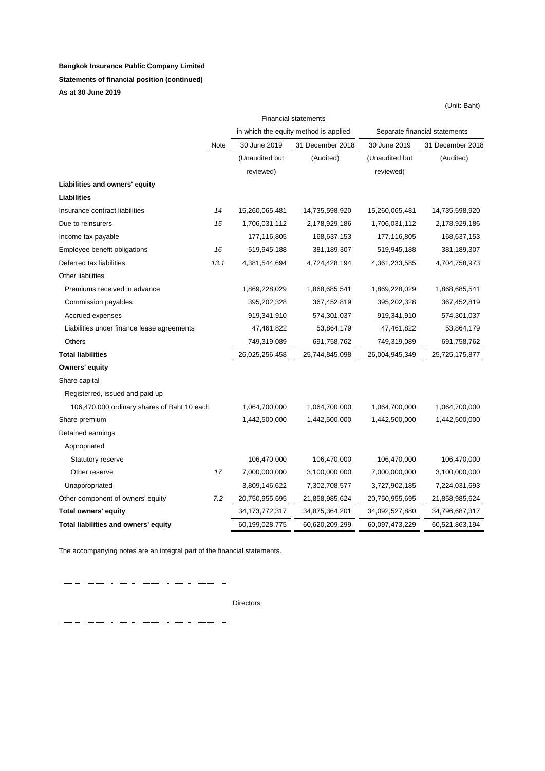**Bangkok Insurance Public Company Limited**

**Statements of financial position (continued)**

**As at 30 June 2019**

(Unit: Baht)

| | Note | Financial statements in which the equity method is applied | | Separate financial statements | |
|---|---|---|---|---|---|
| | | 30 June 2019 | 31 December 2018 | 30 June 2019 | 31 December 2018 |
| | | (Unaudited but reviewed) | (Audited) | (Unaudited but reviewed) | (Audited) |
| **Liabilities and owners' equity** | | | | | |
| **Liabilities** | | | | | |
| Insurance contract liabilities | *14* | 15,260,065,481 | 14,735,598,920 | 15,260,065,481 | 14,735,598,920 |
| Due to reinsurers | *15* | 1,706,031,112 | 2,178,929,186 | 1,706,031,112 | 2,178,929,186 |
| Income tax payable | | 177,116,805 | 168,637,153 | 177,116,805 | 168,637,153 |
| Employee benefit obligations | *16* | 519,945,188 | 381,189,307 | 519,945,188 | 381,189,307 |
| Deferred tax liabilities | *13.1* | 4,381,544,694 | 4,724,428,194 | 4,361,233,585 | 4,704,758,973 |
| Other liabilities | | | | | |
| Premiums received in advance | | 1,869,228,029 | 1,868,685,541 | 1,869,228,029 | 1,868,685,541 |
| Commission payables | | 395,202,328 | 367,452,819 | 395,202,328 | 367,452,819 |
| Accrued expenses | | 919,341,910 | 574,301,037 | 919,341,910 | 574,301,037 |
| Liabilities under finance lease agreements | | 47,461,822 | 53,864,179 | 47,461,822 | 53,864,179 |
| Others | | 749,319,089 | 691,758,762 | 749,319,089 | 691,758,762 |
| **Total liabilities** | | 26,025,256,458 | 25,744,845,098 | 26,004,945,349 | 25,725,175,877 |
| **Owners' equity** | | | | | |
| Share capital | | | | | |
| Registerred, issued and paid up | | | | | |
| 106,470,000 ordinary shares of Baht 10 each | | 1,064,700,000 | 1,064,700,000 | 1,064,700,000 | 1,064,700,000 |
| Share premium | | 1,442,500,000 | 1,442,500,000 | 1,442,500,000 | 1,442,500,000 |
| Retained earnings | | | | | |
| Appropriated | | | | | |
| Statutory reserve | | 106,470,000 | 106,470,000 | 106,470,000 | 106,470,000 |
| Other reserve | *17* | 7,000,000,000 | 3,100,000,000 | 7,000,000,000 | 3,100,000,000 |
| Unappropriated | | 3,809,146,622 | 7,302,708,577 | 3,727,902,185 | 7,224,031,693 |
| Other component of owners' equity | *7.2* | 20,750,955,695 | 21,858,985,624 | 20,750,955,695 | 21,858,985,624 |
| **Total owners' equity** | | 34,173,772,317 | 34,875,364,201 | 34,092,527,880 | 34,796,687,317 |
| **Total liabilities and owners' equity** | | 60,199,028,775 | 60,620,209,299 | 60,097,473,229 | 60,521,863,194 |

The accompanying notes are an integral part of the financial statements.

Directors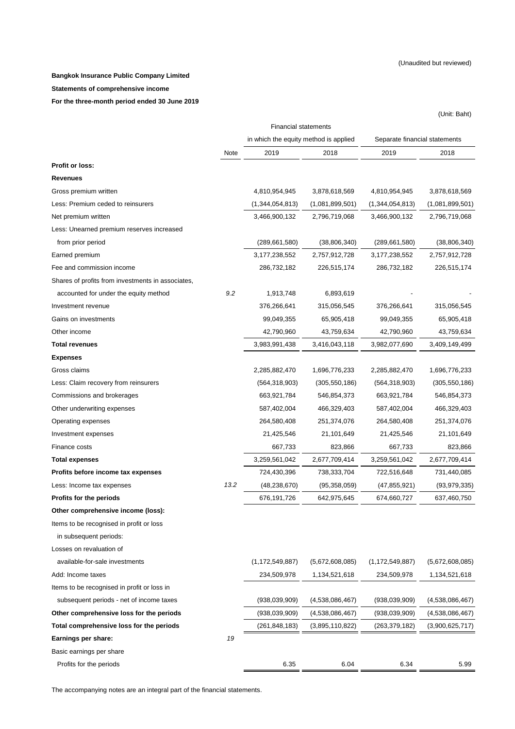(Unaudited but reviewed)

**Bangkok Insurance Public Company Limited**

**Statements of comprehensive income**

**For the three-month period ended 30 June 2019**

(Unit: Baht)

| | Note | Financial statements in which the equity method is applied | | Separate financial statements | |
|---|---|---|---|---|---|
| | | 2019 | 2018 | 2019 | 2018 |
| **Profit or loss:** | | | | | |
| **Revenues** | | | | | |
| Gross premium written | | 4,810,954,945 | 3,878,618,569 | 4,810,954,945 | 3,878,618,569 |
| Less: Premium ceded to reinsurers | | (1,344,054,813) | (1,081,899,501) | (1,344,054,813) | (1,081,899,501) |
| Net premium written | | 3,466,900,132 | 2,796,719,068 | 3,466,900,132 | 2,796,719,068 |
| Less: Unearned premium reserves increased from prior period | | (289,661,580) | (38,806,340) | (289,661,580) | (38,806,340) |
| Earned premium | | 3,177,238,552 | 2,757,912,728 | 3,177,238,552 | 2,757,912,728 |
| Fee and commission income | | 286,732,182 | 226,515,174 | 286,732,182 | 226,515,174 |
| Shares of profits from investments in associates, accounted for under the equity method | *9.2* | 1,913,748 | 6,893,619 | - | - |
| Investment revenue | | 376,266,641 | 315,056,545 | 376,266,641 | 315,056,545 |
| Gains on investments | | 99,049,355 | 65,905,418 | 99,049,355 | 65,905,418 |
| Other income | | 42,790,960 | 43,759,634 | 42,790,960 | 43,759,634 |
| **Total revenues** | | 3,983,991,438 | 3,416,043,118 | 3,982,077,690 | 3,409,149,499 |
| **Expenses** | | | | | |
| Gross claims | | 2,285,882,470 | 1,696,776,233 | 2,285,882,470 | 1,696,776,233 |
| Less: Claim recovery from reinsurers | | (564,318,903) | (305,550,186) | (564,318,903) | (305,550,186) |
| Commissions and brokerages | | 663,921,784 | 546,854,373 | 663,921,784 | 546,854,373 |
| Other underwriting expenses | | 587,402,004 | 466,329,403 | 587,402,004 | 466,329,403 |
| Operating expenses | | 264,580,408 | 251,374,076 | 264,580,408 | 251,374,076 |
| Investment expenses | | 21,425,546 | 21,101,649 | 21,425,546 | 21,101,649 |
| Finance costs | | 667,733 | 823,866 | 667,733 | 823,866 |
| **Total expenses** | | 3,259,561,042 | 2,677,709,414 | 3,259,561,042 | 2,677,709,414 |
| **Profits before income tax expenses** | | 724,430,396 | 738,333,704 | 722,516,648 | 731,440,085 |
| Less: Income tax expenses | *13.2* | (48,238,670) | (95,358,059) | (47,855,921) | (93,979,335) |
| **Profits for the periods** | | 676,191,726 | 642,975,645 | 674,660,727 | 637,460,750 |
| **Other comprehensive income (loss):** | | | | | |
| Items to be recognised in profit or loss in subsequent periods: | | | | | |
| Losses on revaluation of available-for-sale investments | | (1,172,549,887) | (5,672,608,085) | (1,172,549,887) | (5,672,608,085) |
| Add: Income taxes | | 234,509,978 | 1,134,521,618 | 234,509,978 | 1,134,521,618 |
| Items to be recognised in profit or loss in subsequent periods - net of income taxes | | (938,039,909) | (4,538,086,467) | (938,039,909) | (4,538,086,467) |
| **Other comprehensive loss for the periods** | | (938,039,909) | (4,538,086,467) | (938,039,909) | (4,538,086,467) |
| **Total comprehensive loss for the periods** | | (261,848,183) | (3,895,110,822) | (263,379,182) | (3,900,625,717) |
| **Earnings per share:** | *19* | | | | |
| Basic earnings per share | | | | | |
| Profits for the periods | | 6.35 | 6.04 | 6.34 | 5.99 |

The accompanying notes are an integral part of the financial statements.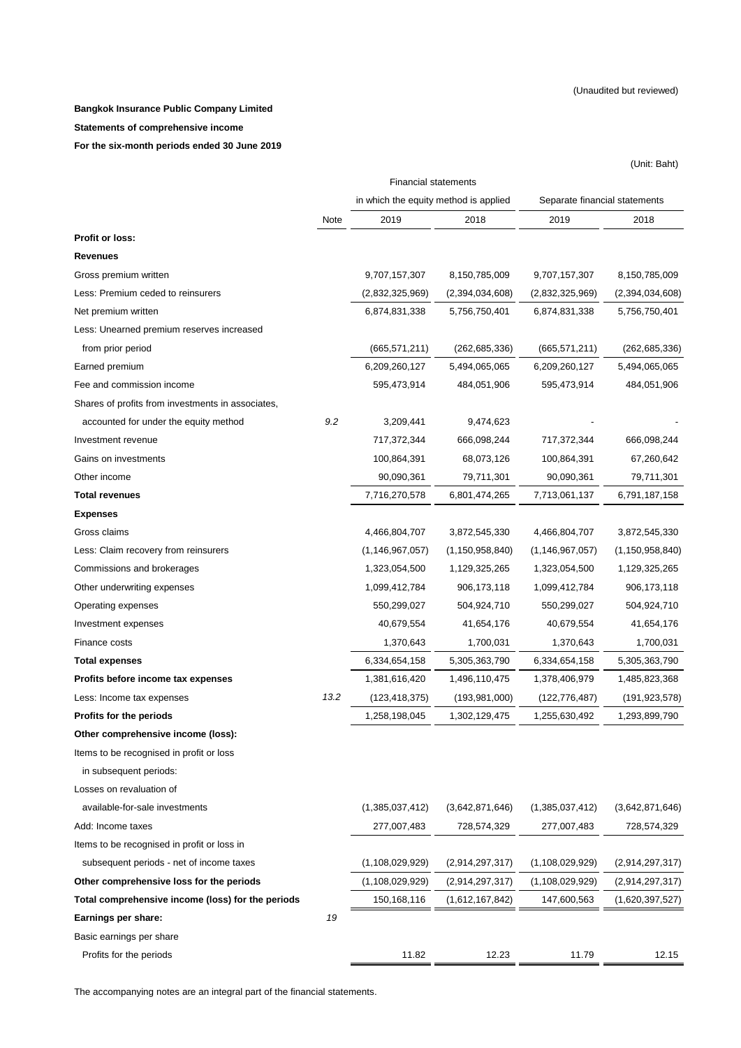(Unaudited but reviewed)

**Bangkok Insurance Public Company Limited**

**Statements of comprehensive income**

**For the six-month periods ended 30 June 2019**

(Unit: Baht)

| | | Financial statements in which the equity method is applied | | Separate financial statements | |
|---|---|---|---|---|---|
| | Note | 2019 | 2018 | 2019 | 2018 |
| **Profit or loss:** | | | | | |
| **Revenues** | | | | | |
| Gross premium written | | 9,707,157,307 | 8,150,785,009 | 9,707,157,307 | 8,150,785,009 |
| Less: Premium ceded to reinsurers | | (2,832,325,969) | (2,394,034,608) | (2,832,325,969) | (2,394,034,608) |
| Net premium written | | 6,874,831,338 | 5,756,750,401 | 6,874,831,338 | 5,756,750,401 |
| Less: Unearned premium reserves increased from prior period | | (665,571,211) | (262,685,336) | (665,571,211) | (262,685,336) |
| Earned premium | | 6,209,260,127 | 5,494,065,065 | 6,209,260,127 | 5,494,065,065 |
| Fee and commission income | | 595,473,914 | 484,051,906 | 595,473,914 | 484,051,906 |
| Shares of profits from investments in associates, accounted for under the equity method | *9.2* | 3,209,441 | 9,474,623 | - | - |
| Investment revenue | | 717,372,344 | 666,098,244 | 717,372,344 | 666,098,244 |
| Gains on investments | | 100,864,391 | 68,073,126 | 100,864,391 | 67,260,642 |
| Other income | | 90,090,361 | 79,711,301 | 90,090,361 | 79,711,301 |
| **Total revenues** | | 7,716,270,578 | 6,801,474,265 | 7,713,061,137 | 6,791,187,158 |
| **Expenses** | | | | | |
| Gross claims | | 4,466,804,707 | 3,872,545,330 | 4,466,804,707 | 3,872,545,330 |
| Less: Claim recovery from reinsurers | | (1,146,967,057) | (1,150,958,840) | (1,146,967,057) | (1,150,958,840) |
| Commissions and brokerages | | 1,323,054,500 | 1,129,325,265 | 1,323,054,500 | 1,129,325,265 |
| Other underwriting expenses | | 1,099,412,784 | 906,173,118 | 1,099,412,784 | 906,173,118 |
| Operating expenses | | 550,299,027 | 504,924,710 | 550,299,027 | 504,924,710 |
| Investment expenses | | 40,679,554 | 41,654,176 | 40,679,554 | 41,654,176 |
| Finance costs | | 1,370,643 | 1,700,031 | 1,370,643 | 1,700,031 |
| **Total expenses** | | 6,334,654,158 | 5,305,363,790 | 6,334,654,158 | 5,305,363,790 |
| **Profits before income tax expenses** | | 1,381,616,420 | 1,496,110,475 | 1,378,406,979 | 1,485,823,368 |
| Less: Income tax expenses | *13.2* | (123,418,375) | (193,981,000) | (122,776,487) | (191,923,578) |
| **Profits for the periods** | | 1,258,198,045 | 1,302,129,475 | 1,255,630,492 | 1,293,899,790 |
| **Other comprehensive income (loss):** | | | | | |
| Items to be recognised in profit or loss in subsequent periods: | | | | | |
| Losses on revaluation of available-for-sale investments | | (1,385,037,412) | (3,642,871,646) | (1,385,037,412) | (3,642,871,646) |
| Add: Income taxes | | 277,007,483 | 728,574,329 | 277,007,483 | 728,574,329 |
| Items to be recognised in profit or loss in subsequent periods - net of income taxes | | (1,108,029,929) | (2,914,297,317) | (1,108,029,929) | (2,914,297,317) |
| **Other comprehensive loss for the periods** | | (1,108,029,929) | (2,914,297,317) | (1,108,029,929) | (2,914,297,317) |
| **Total comprehensive income (loss) for the periods** | | 150,168,116 | (1,612,167,842) | 147,600,563 | (1,620,397,527) |
| **Earnings per share:** | *19* | | | | |
| Basic earnings per share | | | | | |
| Profits for the periods | | 11.82 | 12.23 | 11.79 | 12.15 |

The accompanying notes are an integral part of the financial statements.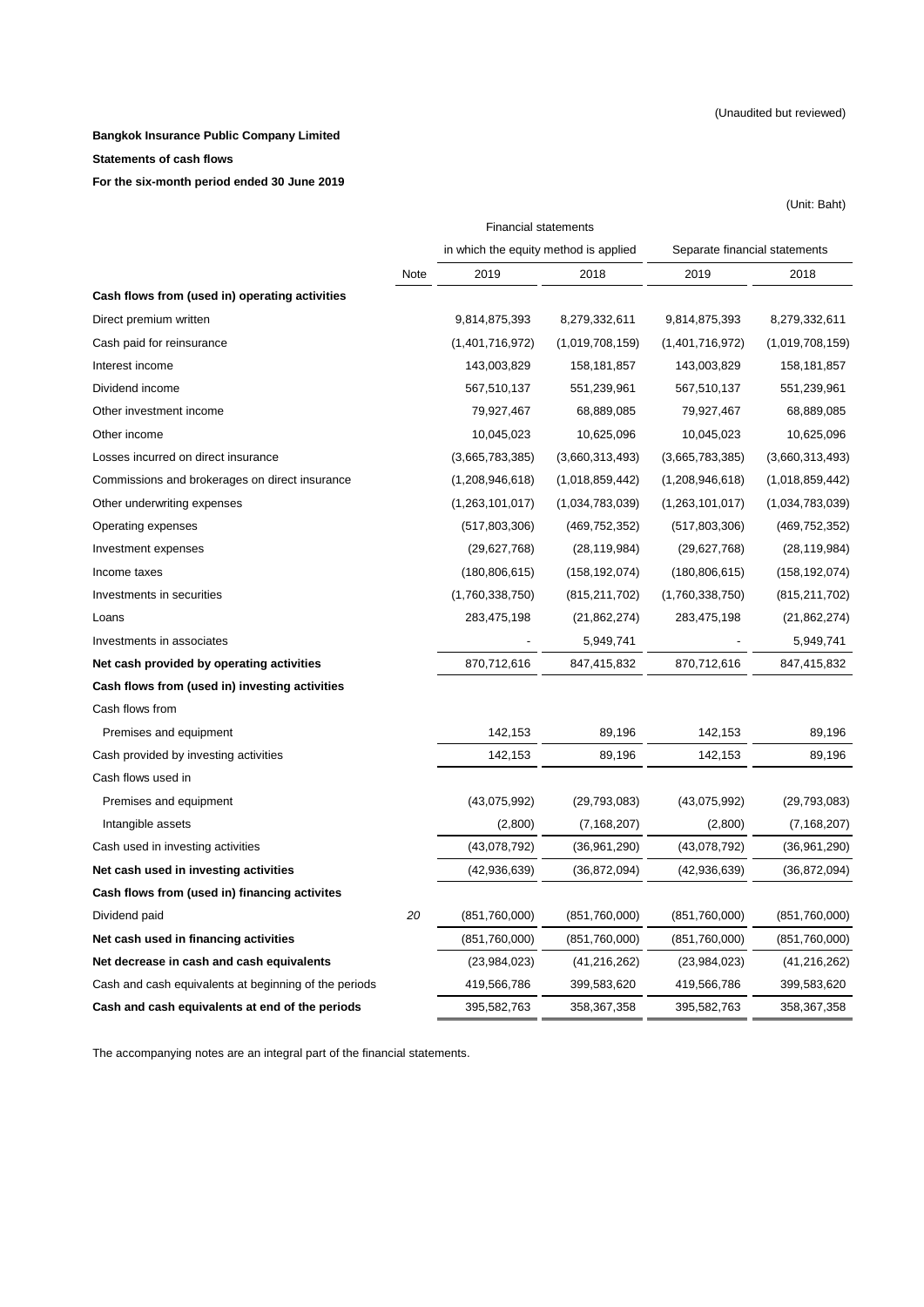(Unaudited but reviewed)

**Bangkok Insurance Public Company Limited**

**Statements of cash flows**

**For the six-month period ended 30 June 2019**

(Unit: Baht)

| | Note | Financial statements in which the equity method is applied | | Separate financial statements | |
|---|---|---|---|---|---|
| | | 2019 | 2018 | 2019 | 2018 |
| **Cash flows from (used in) operating activities** | | | | | |
| Direct premium written | | 9,814,875,393 | 8,279,332,611 | 9,814,875,393 | 8,279,332,611 |
| Cash paid for reinsurance | | (1,401,716,972) | (1,019,708,159) | (1,401,716,972) | (1,019,708,159) |
| Interest income | | 143,003,829 | 158,181,857 | 143,003,829 | 158,181,857 |
| Dividend income | | 567,510,137 | 551,239,961 | 567,510,137 | 551,239,961 |
| Other investment income | | 79,927,467 | 68,889,085 | 79,927,467 | 68,889,085 |
| Other income | | 10,045,023 | 10,625,096 | 10,045,023 | 10,625,096 |
| Losses incurred on direct insurance | | (3,665,783,385) | (3,660,313,493) | (3,665,783,385) | (3,660,313,493) |
| Commissions and brokerages on direct insurance | | (1,208,946,618) | (1,018,859,442) | (1,208,946,618) | (1,018,859,442) |
| Other underwriting expenses | | (1,263,101,017) | (1,034,783,039) | (1,263,101,017) | (1,034,783,039) |
| Operating expenses | | (517,803,306) | (469,752,352) | (517,803,306) | (469,752,352) |
| Investment expenses | | (29,627,768) | (28,119,984) | (29,627,768) | (28,119,984) |
| Income taxes | | (180,806,615) | (158,192,074) | (180,806,615) | (158,192,074) |
| Investments in securities | | (1,760,338,750) | (815,211,702) | (1,760,338,750) | (815,211,702) |
| Loans | | 283,475,198 | (21,862,274) | 283,475,198 | (21,862,274) |
| Investments in associates | | - | 5,949,741 | - | 5,949,741 |
| **Net cash provided by operating activities** | | 870,712,616 | 847,415,832 | 870,712,616 | 847,415,832 |
| **Cash flows from (used in) investing activities** | | | | | |
| Cash flows from | | | | | |
| Premises and equipment | | 142,153 | 89,196 | 142,153 | 89,196 |
| Cash provided by investing activities | | 142,153 | 89,196 | 142,153 | 89,196 |
| Cash flows used in | | | | | |
| Premises and equipment | | (43,075,992) | (29,793,083) | (43,075,992) | (29,793,083) |
| Intangible assets | | (2,800) | (7,168,207) | (2,800) | (7,168,207) |
| Cash used in investing activities | | (43,078,792) | (36,961,290) | (43,078,792) | (36,961,290) |
| **Net cash used in investing activities** | | (42,936,639) | (36,872,094) | (42,936,639) | (36,872,094) |
| **Cash flows from (used in) financing activites** | | | | | |
| Dividend paid | 20 | (851,760,000) | (851,760,000) | (851,760,000) | (851,760,000) |
| **Net cash used in financing activities** | | (851,760,000) | (851,760,000) | (851,760,000) | (851,760,000) |
| **Net decrease in cash and cash equivalents** | | (23,984,023) | (41,216,262) | (23,984,023) | (41,216,262) |
| Cash and cash equivalents at beginning of the periods | | 419,566,786 | 399,583,620 | 419,566,786 | 399,583,620 |
| **Cash and cash equivalents at end of the periods** | | 395,582,763 | 358,367,358 | 395,582,763 | 358,367,358 |

The accompanying notes are an integral part of the financial statements.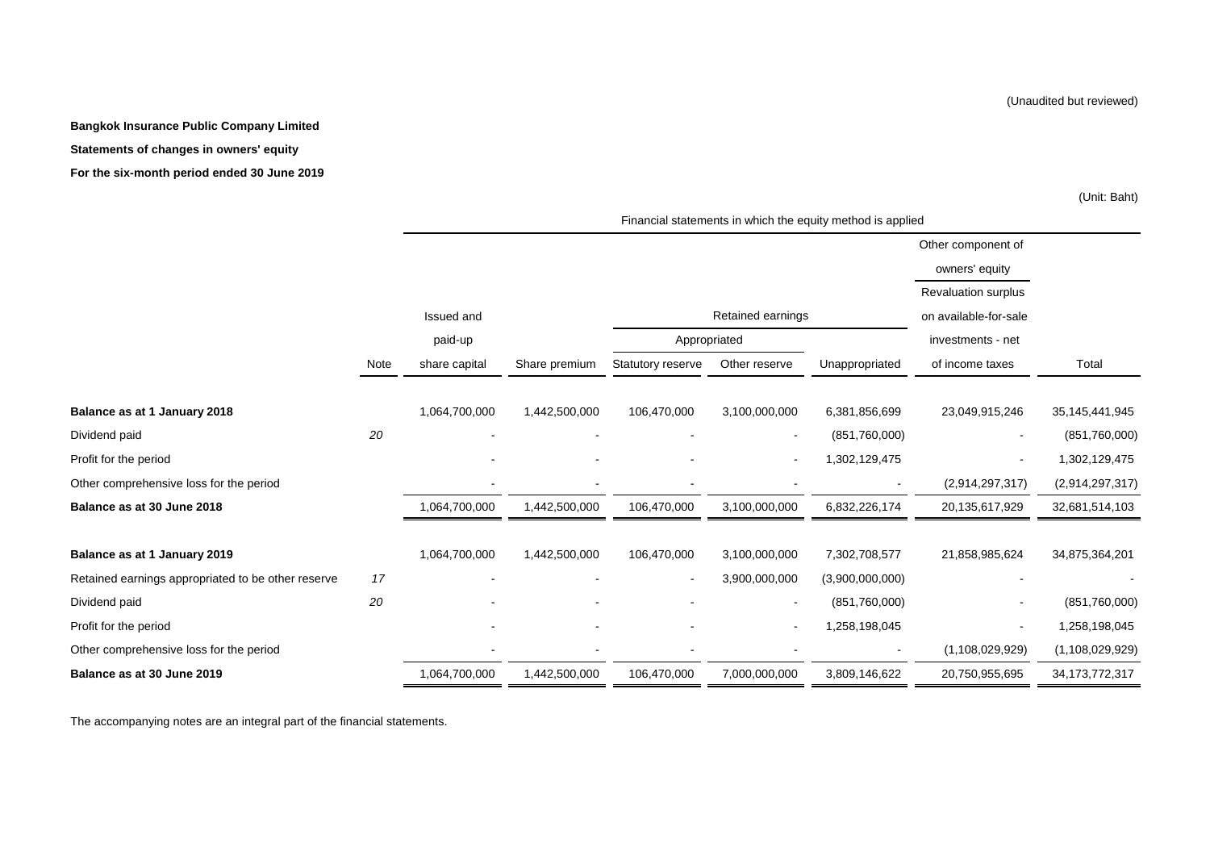(Unaudited but reviewed)

**Bangkok Insurance Public Company Limited**

**Statements of changes in owners' equity**

**For the six-month period ended 30 June 2019**

(Unit: Baht)

| | | Financial statements in which the equity method is applied | | | | | | |
|---|---|---|---|---|---|---|---|---|
| | | | | | | | Other component of owners' equity | |
| | | Issued and | | Retained earnings | | | Revaluation surplus on available-for-sale | |
| | | paid-up | | Appropriated | | | investments - net | |
| | Note | share capital | Share premium | Statutory reserve | Other reserve | Unappropriated | of income taxes | Total |
| **Balance as at 1 January 2018** | | 1,064,700,000 | 1,442,500,000 | 106,470,000 | 3,100,000,000 | 6,381,856,699 | 23,049,915,246 | 35,145,441,945 |
| Dividend paid | *20* | - | - | - | - | (851,760,000) | - | (851,760,000) |
| Profit for the period | | - | - | - | - | 1,302,129,475 | - | 1,302,129,475 |
| Other comprehensive loss for the period | | - | - | - | - | - | (2,914,297,317) | (2,914,297,317) |
| **Balance as at 30 June 2018** | | 1,064,700,000 | 1,442,500,000 | 106,470,000 | 3,100,000,000 | 6,832,226,174 | 20,135,617,929 | 32,681,514,103 |
| **Balance as at 1 January 2019** | | 1,064,700,000 | 1,442,500,000 | 106,470,000 | 3,100,000,000 | 7,302,708,577 | 21,858,985,624 | 34,875,364,201 |
| Retained earnings appropriated to be other reserve | *17* | - | - | - | 3,900,000,000 | (3,900,000,000) | - | - |
| Dividend paid | *20* | - | - | - | - | (851,760,000) | - | (851,760,000) |
| Profit for the period | | - | - | - | - | 1,258,198,045 | - | 1,258,198,045 |
| Other comprehensive loss for the period | | - | - | - | - | - | (1,108,029,929) | (1,108,029,929) |
| **Balance as at 30 June 2019** | | 1,064,700,000 | 1,442,500,000 | 106,470,000 | 7,000,000,000 | 3,809,146,622 | 20,750,955,695 | 34,173,772,317 |

The accompanying notes are an integral part of the financial statements.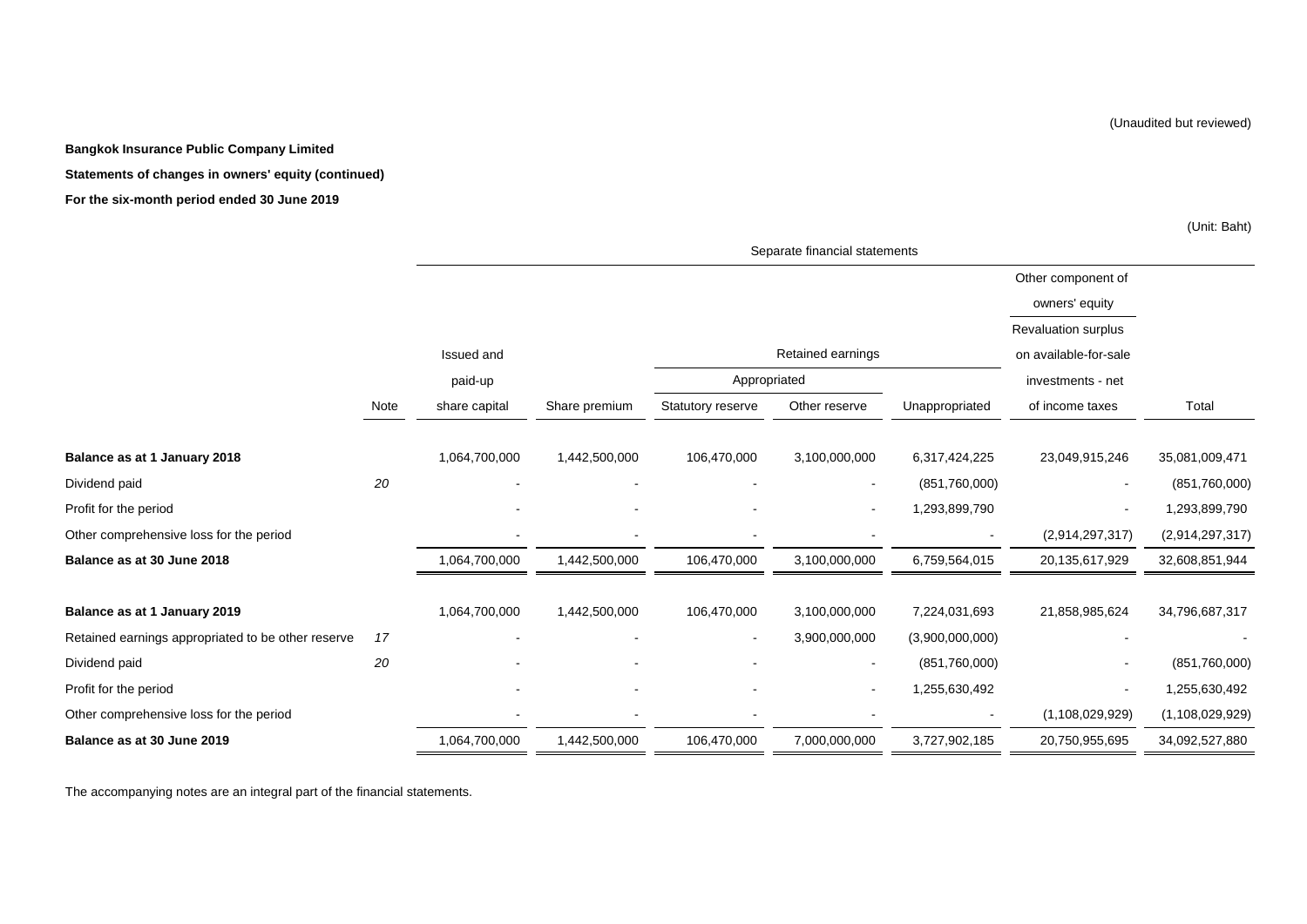(Unaudited but reviewed)

**Bangkok Insurance Public Company Limited**

**Statements of changes in owners' equity (continued)**

**For the six-month period ended 30 June 2019**

(Unit: Baht)

| | | Separate financial statements | | | | | | |
|---|---|---|---|---|---|---|---|---|
| | | | | | | | Other component of owners' equity | |
| | | Issued and | | Retained earnings | | | Revaluation surplus on available-for-sale | |
| | | paid-up | | Appropriated | | | investments - net | |
| | Note | share capital | Share premium | Statutory reserve | Other reserve | Unappropriated | of income taxes | Total |
| **Balance as at 1 January 2018** | | 1,064,700,000 | 1,442,500,000 | 106,470,000 | 3,100,000,000 | 6,317,424,225 | 23,049,915,246 | 35,081,009,471 |
| Dividend paid | *20* | - | - | - | - | (851,760,000) | - | (851,760,000) |
| Profit for the period | | - | - | - | - | 1,293,899,790 | - | 1,293,899,790 |
| Other comprehensive loss for the period | | - | - | - | - | - | (2,914,297,317) | (2,914,297,317) |
| **Balance as at 30 June 2018** | | 1,064,700,000 | 1,442,500,000 | 106,470,000 | 3,100,000,000 | 6,759,564,015 | 20,135,617,929 | 32,608,851,944 |
| **Balance as at 1 January 2019** | | 1,064,700,000 | 1,442,500,000 | 106,470,000 | 3,100,000,000 | 7,224,031,693 | 21,858,985,624 | 34,796,687,317 |
| Retained earnings appropriated to be other reserve | *17* | - | - | - | 3,900,000,000 | (3,900,000,000) | - | - |
| Dividend paid | *20* | - | - | - | - | (851,760,000) | - | (851,760,000) |
| Profit for the period | | - | - | - | - | 1,255,630,492 | - | 1,255,630,492 |
| Other comprehensive loss for the period | | - | - | - | - | - | (1,108,029,929) | (1,108,029,929) |
| **Balance as at 30 June 2019** | | 1,064,700,000 | 1,442,500,000 | 106,470,000 | 7,000,000,000 | 3,727,902,185 | 20,750,955,695 | 34,092,527,880 |

The accompanying notes are an integral part of the financial statements.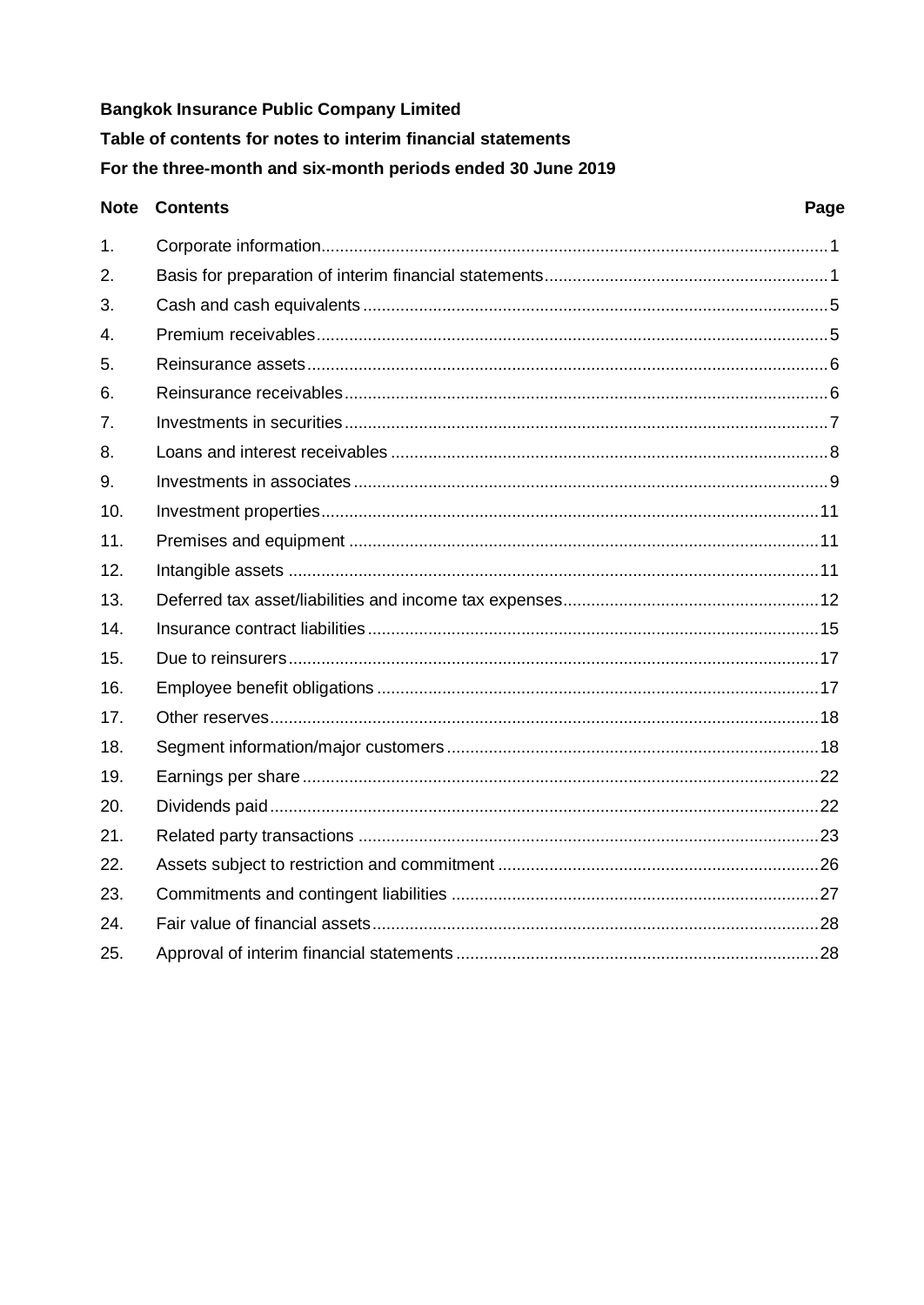**Bangkok Insurance Public Company Limited**

**Table of contents for notes to interim financial statements**

**For the three-month and six-month periods ended 30 June 2019**

| Note | Contents | Page |
|---|---|---|
| 1. | Corporate information | 1 |
| 2. | Basis for preparation of interim financial statements | 1 |
| 3. | Cash and cash equivalents | 5 |
| 4. | Premium receivables | 5 |
| 5. | Reinsurance assets | 6 |
| 6. | Reinsurance receivables | 6 |
| 7. | Investments in securities | 7 |
| 8. | Loans and interest receivables | 8 |
| 9. | Investments in associates | 9 |
| 10. | Investment properties | 11 |
| 11. | Premises and equipment | 11 |
| 12. | Intangible assets | 11 |
| 13. | Deferred tax asset/liabilities and income tax expenses | 12 |
| 14. | Insurance contract liabilities | 15 |
| 15. | Due to reinsurers | 17 |
| 16. | Employee benefit obligations | 17 |
| 17. | Other reserves | 18 |
| 18. | Segment information/major customers | 18 |
| 19. | Earnings per share | 22 |
| 20. | Dividends paid | 22 |
| 21. | Related party transactions | 23 |
| 22. | Assets subject to restriction and commitment | 26 |
| 23. | Commitments and contingent liabilities | 27 |
| 24. | Fair value of financial assets | 28 |
| 25. | Approval of interim financial statements | 28 |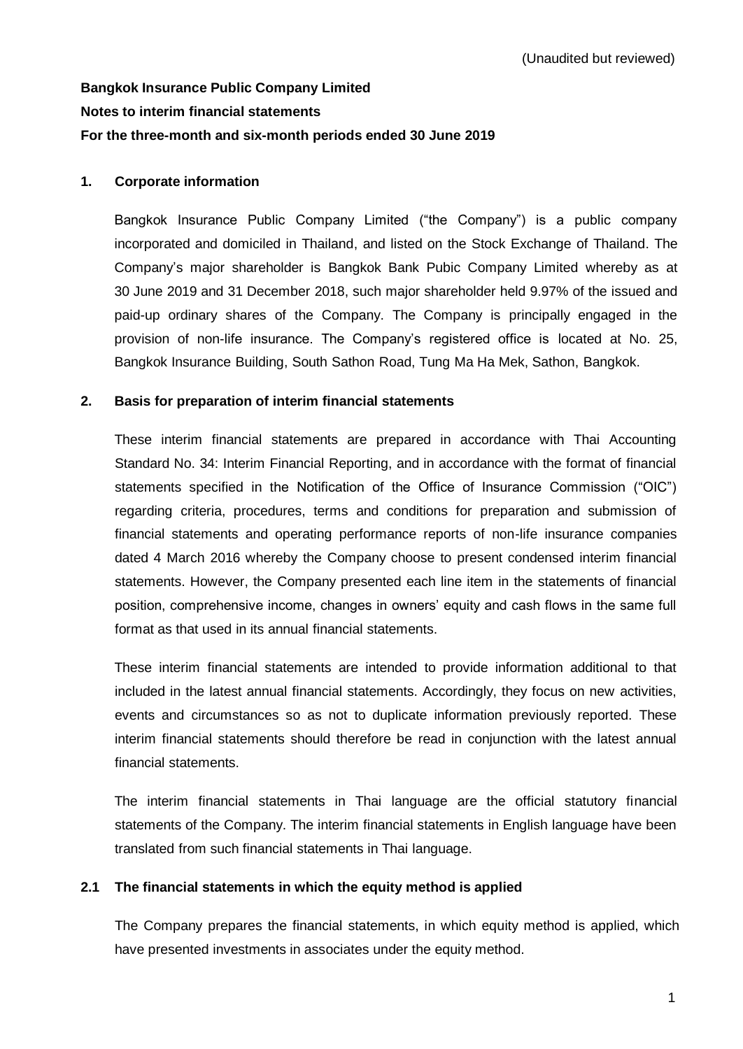(Unaudited but reviewed)

**Bangkok Insurance Public Company Limited**

**Notes to interim financial statements**

**For the three-month and six-month periods ended 30 June 2019**

## 1. Corporate information

Bangkok Insurance Public Company Limited ("the Company") is a public company incorporated and domiciled in Thailand, and listed on the Stock Exchange of Thailand. The Company's major shareholder is Bangkok Bank Pubic Company Limited whereby as at 30 June 2019 and 31 December 2018, such major shareholder held 9.97% of the issued and paid-up ordinary shares of the Company. The Company is principally engaged in the provision of non-life insurance. The Company's registered office is located at No. 25, Bangkok Insurance Building, South Sathon Road, Tung Ma Ha Mek, Sathon, Bangkok.

## 2. Basis for preparation of interim financial statements

These interim financial statements are prepared in accordance with Thai Accounting Standard No. 34: Interim Financial Reporting, and in accordance with the format of financial statements specified in the Notification of the Office of Insurance Commission ("OIC") regarding criteria, procedures, terms and conditions for preparation and submission of financial statements and operating performance reports of non-life insurance companies dated 4 March 2016 whereby the Company choose to present condensed interim financial statements. However, the Company presented each line item in the statements of financial position, comprehensive income, changes in owners' equity and cash flows in the same full format as that used in its annual financial statements.

These interim financial statements are intended to provide information additional to that included in the latest annual financial statements. Accordingly, they focus on new activities, events and circumstances so as not to duplicate information previously reported. These interim financial statements should therefore be read in conjunction with the latest annual financial statements.

The interim financial statements in Thai language are the official statutory financial statements of the Company. The interim financial statements in English language have been translated from such financial statements in Thai language.

### 2.1 The financial statements in which the equity method is applied

The Company prepares the financial statements, in which equity method is applied, which have presented investments in associates under the equity method.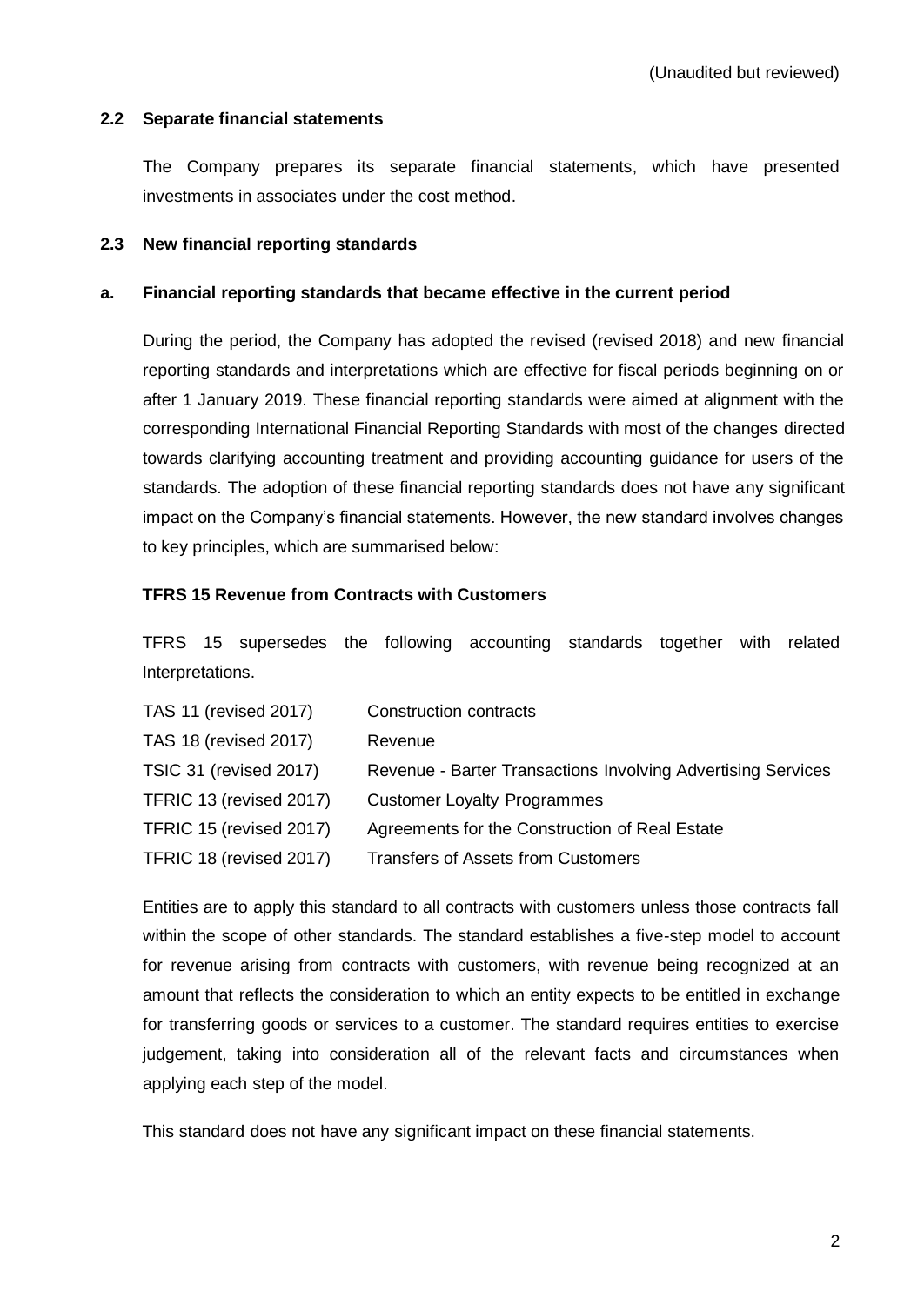(Unaudited but reviewed)

### 2.2 Separate financial statements

The Company prepares its separate financial statements, which have presented investments in associates under the cost method.

### 2.3 New financial reporting standards

#### a. Financial reporting standards that became effective in the current period

During the period, the Company has adopted the revised (revised 2018) and new financial reporting standards and interpretations which are effective for fiscal periods beginning on or after 1 January 2019. These financial reporting standards were aimed at alignment with the corresponding International Financial Reporting Standards with most of the changes directed towards clarifying accounting treatment and providing accounting guidance for users of the standards. The adoption of these financial reporting standards does not have any significant impact on the Company's financial statements. However, the new standard involves changes to key principles, which are summarised below:

**TFRS 15 Revenue from Contracts with Customers**

TFRS 15 supersedes the following accounting standards together with related Interpretations.

| | |
|---|---|
| TAS 11 (revised 2017) | Construction contracts |
| TAS 18 (revised 2017) | Revenue |
| TSIC 31 (revised 2017) | Revenue - Barter Transactions Involving Advertising Services |
| TFRIC 13 (revised 2017) | Customer Loyalty Programmes |
| TFRIC 15 (revised 2017) | Agreements for the Construction of Real Estate |
| TFRIC 18 (revised 2017) | Transfers of Assets from Customers |

Entities are to apply this standard to all contracts with customers unless those contracts fall within the scope of other standards. The standard establishes a five-step model to account for revenue arising from contracts with customers, with revenue being recognized at an amount that reflects the consideration to which an entity expects to be entitled in exchange for transferring goods or services to a customer. The standard requires entities to exercise judgement, taking into consideration all of the relevant facts and circumstances when applying each step of the model.

This standard does not have any significant impact on these financial statements.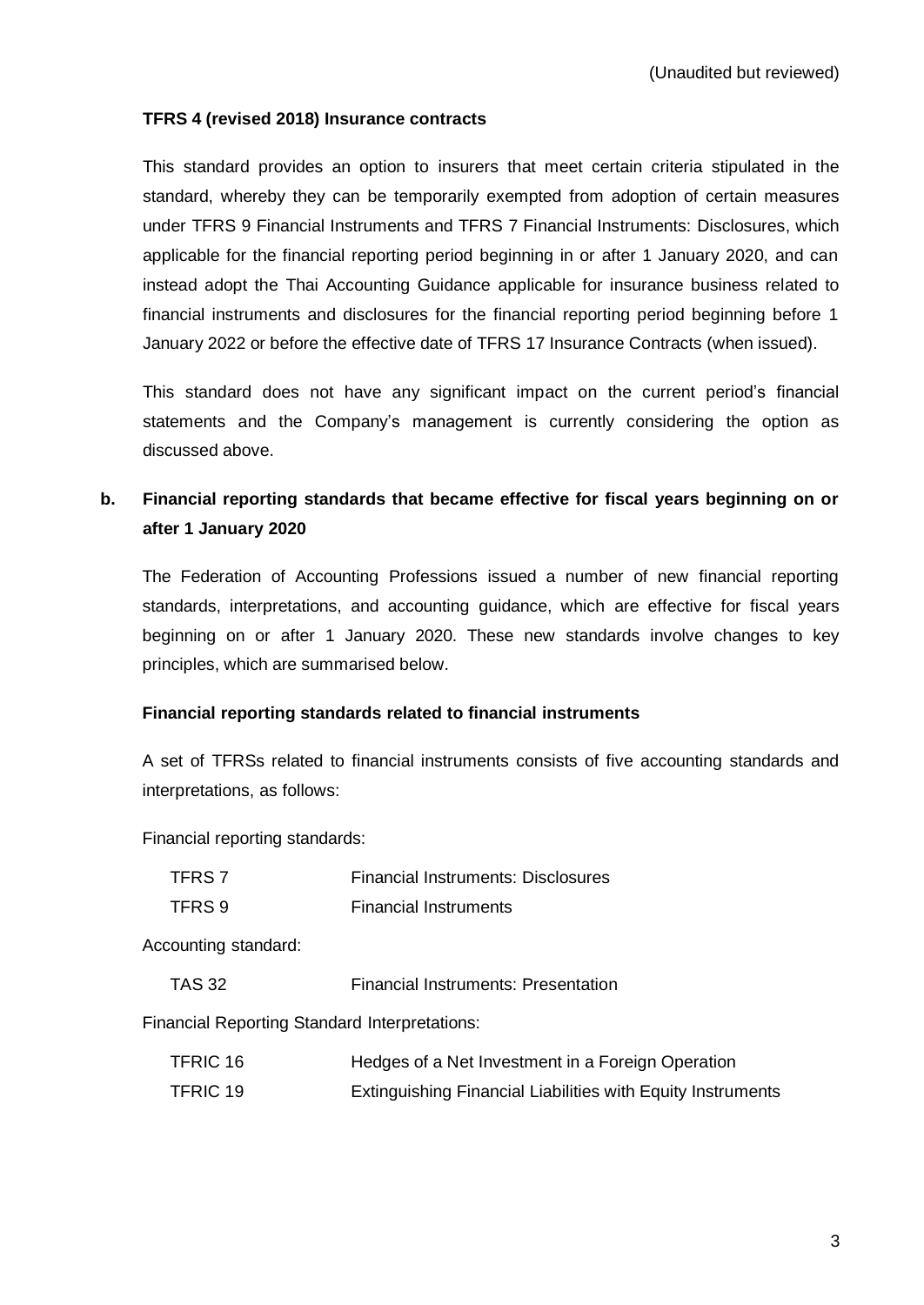(Unaudited but reviewed)

**TFRS 4 (revised 2018) Insurance contracts**

This standard provides an option to insurers that meet certain criteria stipulated in the standard, whereby they can be temporarily exempted from adoption of certain measures under TFRS 9 Financial Instruments and TFRS 7 Financial Instruments: Disclosures, which applicable for the financial reporting period beginning in or after 1 January 2020, and can instead adopt the Thai Accounting Guidance applicable for insurance business related to financial instruments and disclosures for the financial reporting period beginning before 1 January 2022 or before the effective date of TFRS 17 Insurance Contracts (when issued).

This standard does not have any significant impact on the current period's financial statements and the Company's management is currently considering the option as discussed above.

**b. Financial reporting standards that became effective for fiscal years beginning on or after 1 January 2020**

The Federation of Accounting Professions issued a number of new financial reporting standards, interpretations, and accounting guidance, which are effective for fiscal years beginning on or after 1 January 2020. These new standards involve changes to key principles, which are summarised below.

**Financial reporting standards related to financial instruments**

A set of TFRSs related to financial instruments consists of five accounting standards and interpretations, as follows:

Financial reporting standards:

| | |
|---|---|
| TFRS 7 | Financial Instruments: Disclosures |
| TFRS 9 | Financial Instruments |

Accounting standard:

| | |
|---|---|
| TAS 32 | Financial Instruments: Presentation |

Financial Reporting Standard Interpretations:

| | |
|---|---|
| TFRIC 16 | Hedges of a Net Investment in a Foreign Operation |
| TFRIC 19 | Extinguishing Financial Liabilities with Equity Instruments |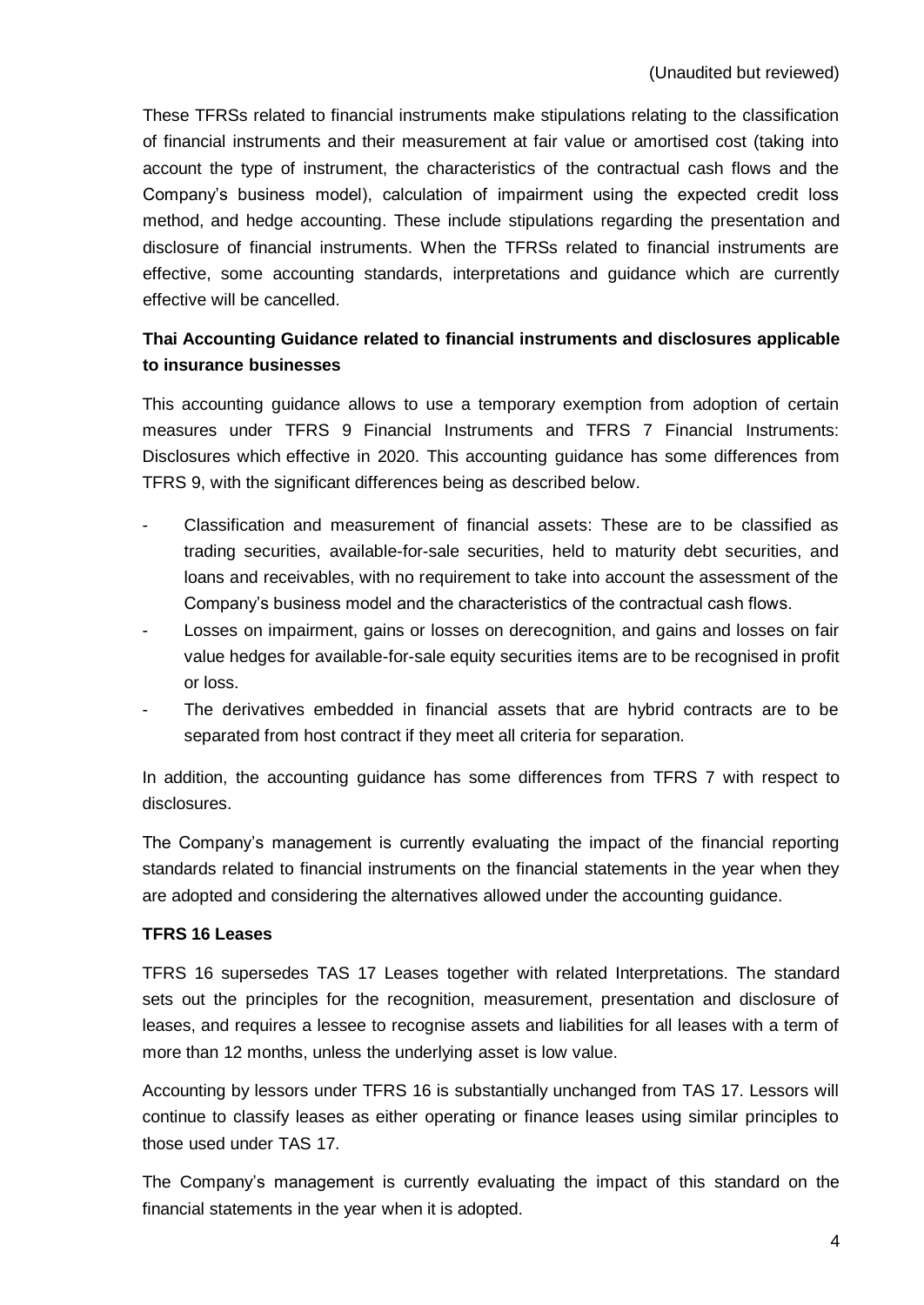These TFRSs related to financial instruments make stipulations relating to the classification of financial instruments and their measurement at fair value or amortised cost (taking into account the type of instrument, the characteristics of the contractual cash flows and the Company's business model), calculation of impairment using the expected credit loss method, and hedge accounting. These include stipulations regarding the presentation and disclosure of financial instruments. When the TFRSs related to financial instruments are effective, some accounting standards, interpretations and guidance which are currently effective will be cancelled.

**Thai Accounting Guidance related to financial instruments and disclosures applicable to insurance businesses**

This accounting guidance allows to use a temporary exemption from adoption of certain measures under TFRS 9 Financial Instruments and TFRS 7 Financial Instruments: Disclosures which effective in 2020. This accounting guidance has some differences from TFRS 9, with the significant differences being as described below.

- Classification and measurement of financial assets: These are to be classified as trading securities, available-for-sale securities, held to maturity debt securities, and loans and receivables, with no requirement to take into account the assessment of the Company's business model and the characteristics of the contractual cash flows.
- Losses on impairment, gains or losses on derecognition, and gains and losses on fair value hedges for available-for-sale equity securities items are to be recognised in profit or loss.
- The derivatives embedded in financial assets that are hybrid contracts are to be separated from host contract if they meet all criteria for separation.

In addition, the accounting guidance has some differences from TFRS 7 with respect to disclosures.

The Company's management is currently evaluating the impact of the financial reporting standards related to financial instruments on the financial statements in the year when they are adopted and considering the alternatives allowed under the accounting guidance.

**TFRS 16 Leases**

TFRS 16 supersedes TAS 17 Leases together with related Interpretations. The standard sets out the principles for the recognition, measurement, presentation and disclosure of leases, and requires a lessee to recognise assets and liabilities for all leases with a term of more than 12 months, unless the underlying asset is low value.

Accounting by lessors under TFRS 16 is substantially unchanged from TAS 17. Lessors will continue to classify leases as either operating or finance leases using similar principles to those used under TAS 17.

The Company's management is currently evaluating the impact of this standard on the financial statements in the year when it is adopted.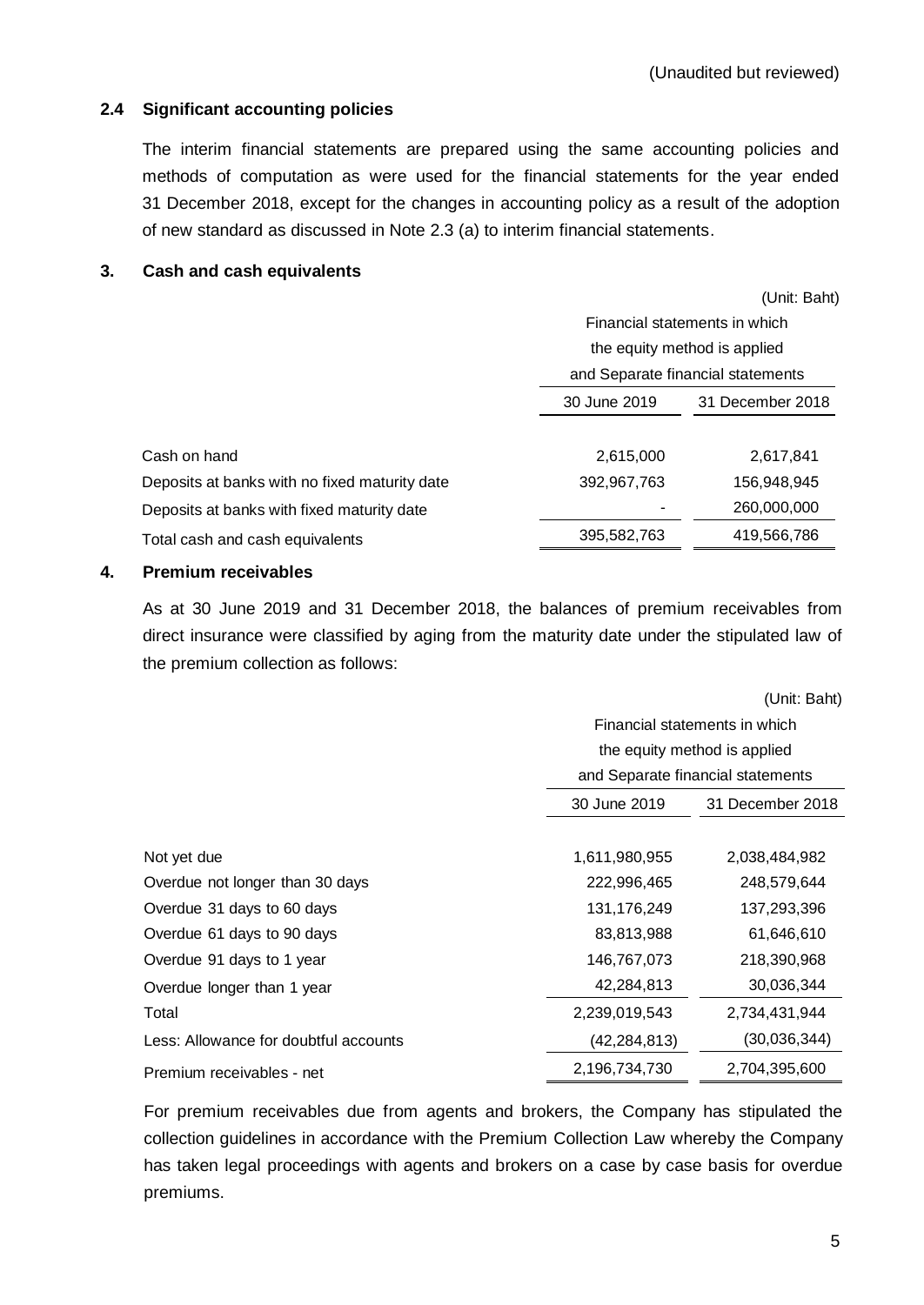(Unaudited but reviewed)

### 2.4 Significant accounting policies

The interim financial statements are prepared using the same accounting policies and methods of computation as were used for the financial statements for the year ended 31 December 2018, except for the changes in accounting policy as a result of the adoption of new standard as discussed in Note 2.3 (a) to interim financial statements.

## 3. Cash and cash equivalents

(Unit: Baht)

| | Financial statements in which the equity method is applied and Separate financial statements | |
|---|---|---|
| | 30 June 2019 | 31 December 2018 |
| Cash on hand | 2,615,000 | 2,617,841 |
| Deposits at banks with no fixed maturity date | 392,967,763 | 156,948,945 |
| Deposits at banks with fixed maturity date | - | 260,000,000 |
| Total cash and cash equivalents | 395,582,763 | 419,566,786 |

## 4. Premium receivables

As at 30 June 2019 and 31 December 2018, the balances of premium receivables from direct insurance were classified by aging from the maturity date under the stipulated law of the premium collection as follows:

(Unit: Baht)

| | Financial statements in which the equity method is applied and Separate financial statements | |
|---|---|---|
| | 30 June 2019 | 31 December 2018 |
| Not yet due | 1,611,980,955 | 2,038,484,982 |
| Overdue not longer than 30 days | 222,996,465 | 248,579,644 |
| Overdue 31 days to 60 days | 131,176,249 | 137,293,396 |
| Overdue 61 days to 90 days | 83,813,988 | 61,646,610 |
| Overdue 91 days to 1 year | 146,767,073 | 218,390,968 |
| Overdue longer than 1 year | 42,284,813 | 30,036,344 |
| Total | 2,239,019,543 | 2,734,431,944 |
| Less: Allowance for doubtful accounts | (42,284,813) | (30,036,344) |
| Premium receivables - net | 2,196,734,730 | 2,704,395,600 |

For premium receivables due from agents and brokers, the Company has stipulated the collection guidelines in accordance with the Premium Collection Law whereby the Company has taken legal proceedings with agents and brokers on a case by case basis for overdue premiums.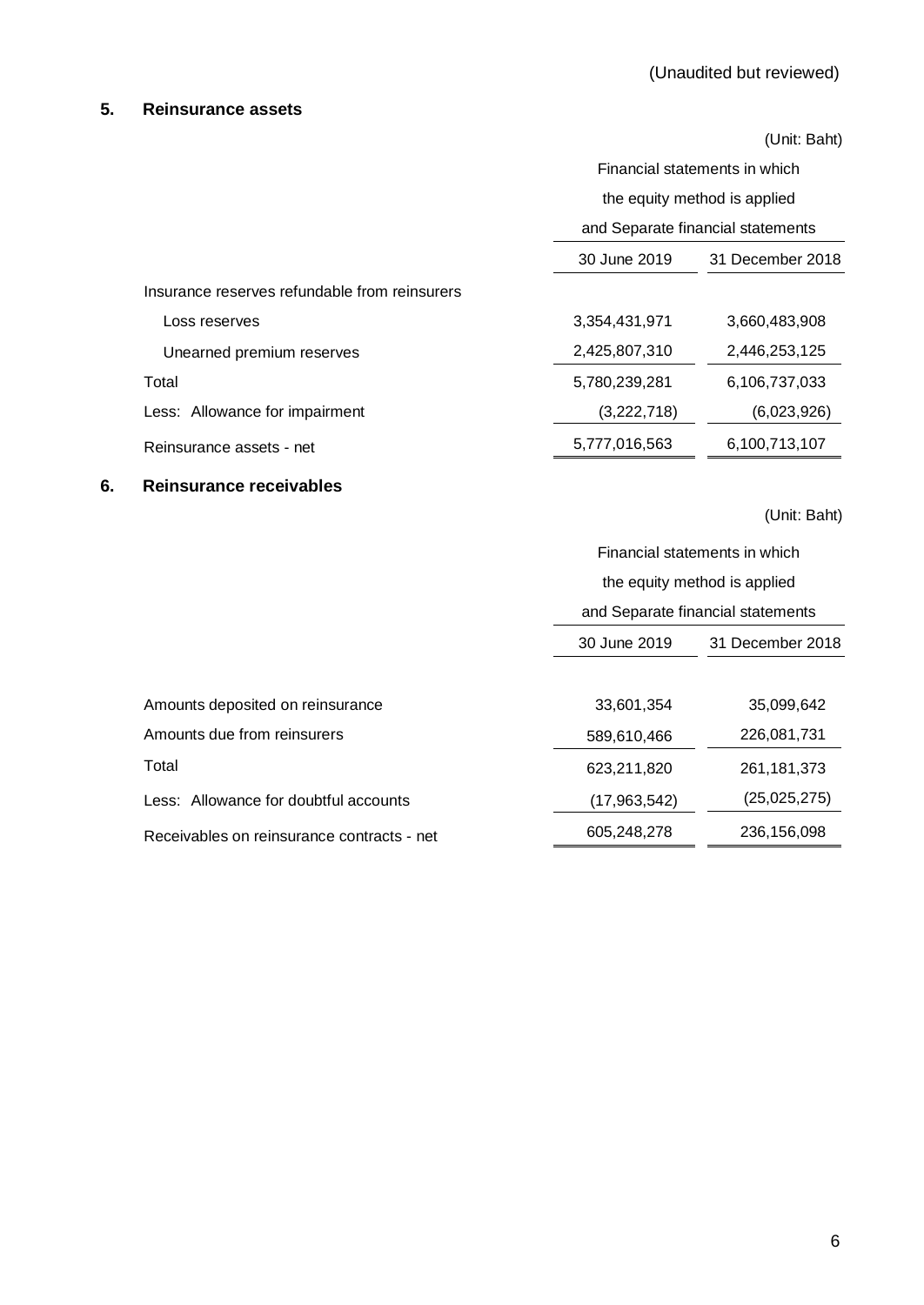(Unaudited but reviewed)

## 5. Reinsurance assets

(Unit: Baht)

| | Financial statements in which the equity method is applied and Separate financial statements | |
|---|---|---|
| | 30 June 2019 | 31 December 2018 |
| Insurance reserves refundable from reinsurers | | |
| Loss reserves | 3,354,431,971 | 3,660,483,908 |
| Unearned premium reserves | 2,425,807,310 | 2,446,253,125 |
| Total | 5,780,239,281 | 6,106,737,033 |
| Less: Allowance for impairment | (3,222,718) | (6,023,926) |
| Reinsurance assets - net | 5,777,016,563 | 6,100,713,107 |

## 6. Reinsurance receivables

(Unit: Baht)

| | Financial statements in which the equity method is applied and Separate financial statements | |
|---|---|---|
| | 30 June 2019 | 31 December 2018 |
| Amounts deposited on reinsurance | 33,601,354 | 35,099,642 |
| Amounts due from reinsurers | 589,610,466 | 226,081,731 |
| Total | 623,211,820 | 261,181,373 |
| Less: Allowance for doubtful accounts | (17,963,542) | (25,025,275) |
| Receivables on reinsurance contracts - net | 605,248,278 | 236,156,098 |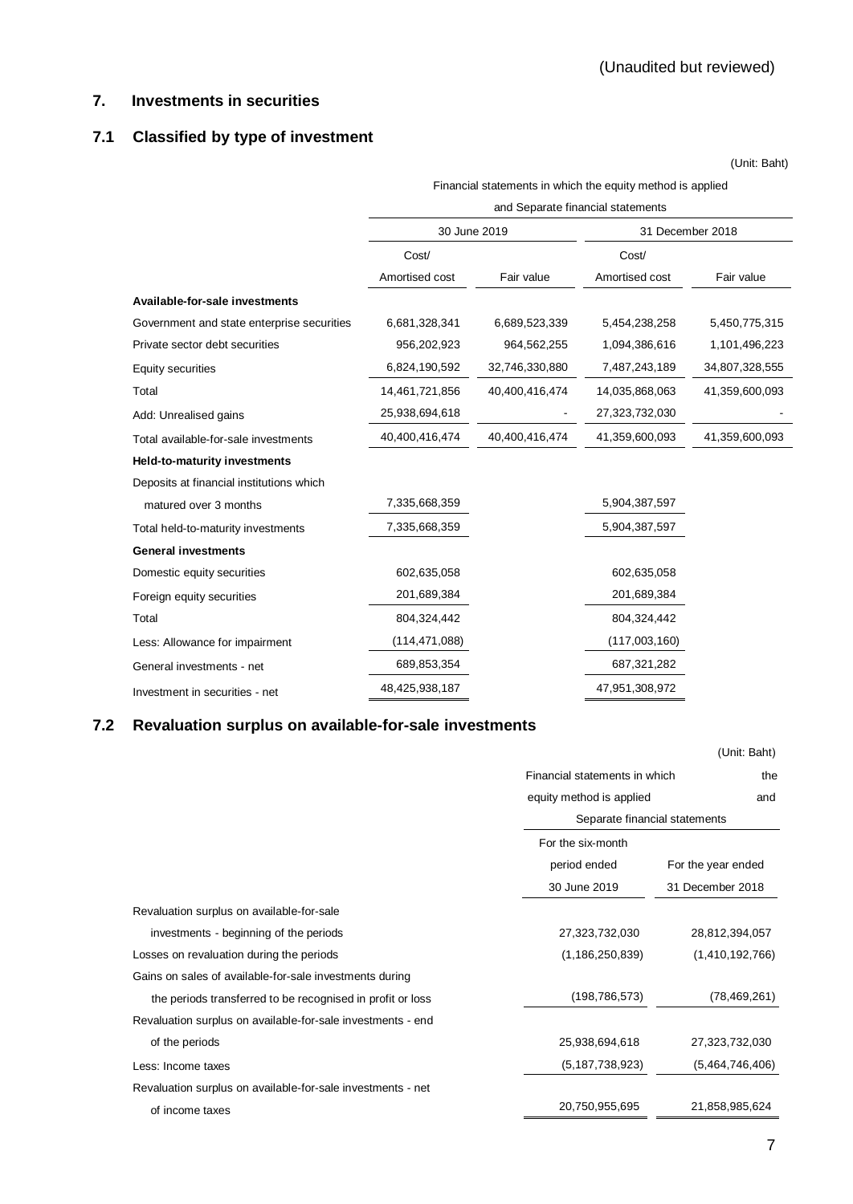(Unaudited but reviewed)

## 7. Investments in securities

### 7.1 Classified by type of investment

(Unit: Baht)

| | Financial statements in which the equity method is applied and Separate financial statements | | | |
|---|---|---|---|---|
| | 30 June 2019 | | 31 December 2018 | |
| | Cost/ Amortised cost | Fair value | Cost/ Amortised cost | Fair value |
| **Available-for-sale investments** | | | | |
| Government and state enterprise securities | 6,681,328,341 | 6,689,523,339 | 5,454,238,258 | 5,450,775,315 |
| Private sector debt securities | 956,202,923 | 964,562,255 | 1,094,386,616 | 1,101,496,223 |
| Equity securities | 6,824,190,592 | 32,746,330,880 | 7,487,243,189 | 34,807,328,555 |
| Total | 14,461,721,856 | 40,400,416,474 | 14,035,868,063 | 41,359,600,093 |
| Add: Unrealised gains | 25,938,694,618 | - | 27,323,732,030 | - |
| Total available-for-sale investments | 40,400,416,474 | 40,400,416,474 | 41,359,600,093 | 41,359,600,093 |
| **Held-to-maturity investments** | | | | |
| Deposits at financial institutions which matured over 3 months | 7,335,668,359 | | 5,904,387,597 | |
| Total held-to-maturity investments | 7,335,668,359 | | 5,904,387,597 | |
| **General investments** | | | | |
| Domestic equity securities | 602,635,058 | | 602,635,058 | |
| Foreign equity securities | 201,689,384 | | 201,689,384 | |
| Total | 804,324,442 | | 804,324,442 | |
| Less: Allowance for impairment | (114,471,088) | | (117,003,160) | |
| General investments - net | 689,853,354 | | 687,321,282 | |
| Investment in securities - net | 48,425,938,187 | | 47,951,308,972 | |

### 7.2 Revaluation surplus on available-for-sale investments

(Unit: Baht)

| | Financial statements in which the equity method is applied and Separate financial statements | |
|---|---|---|
| | For the six-month period ended 30 June 2019 | For the year ended 31 December 2018 |
| Revaluation surplus on available-for-sale investments - beginning of the periods | 27,323,732,030 | 28,812,394,057 |
| Losses on revaluation during the periods | (1,186,250,839) | (1,410,192,766) |
| Gains on sales of available-for-sale investments during the periods transferred to be recognised in profit or loss | (198,786,573) | (78,469,261) |
| Revaluation surplus on available-for-sale investments - end of the periods | 25,938,694,618 | 27,323,732,030 |
| Less: Income taxes | (5,187,738,923) | (5,464,746,406) |
| Revaluation surplus on available-for-sale investments - net of income taxes | 20,750,955,695 | 21,858,985,624 |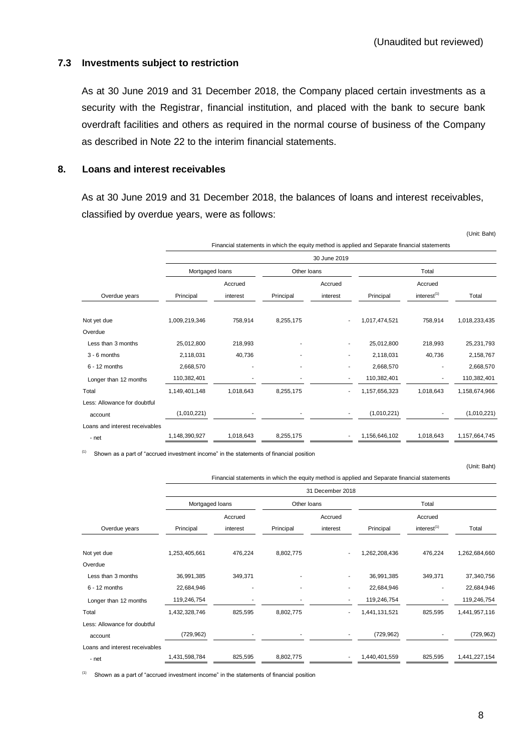(Unaudited but reviewed)

### 7.3 Investments subject to restriction

As at 30 June 2019 and 31 December 2018, the Company placed certain investments as a security with the Registrar, financial institution, and placed with the bank to secure bank overdraft facilities and others as required in the normal course of business of the Company as described in Note 22 to the interim financial statements.

## 8. Loans and interest receivables

As at 30 June 2019 and 31 December 2018, the balances of loans and interest receivables, classified by overdue years, were as follows:

(Unit: Baht)

| | Financial statements in which the equity method is applied and Separate financial statements | | | | | | |
|---|---|---|---|---|---|---|---|
| | 30 June 2019 | | | | | | |
| | Mortgaged loans | | Other loans | | Total | | |
| Overdue years | Principal | Accrued interest | Principal | Accrued interest | Principal | Accrued interest[(1)] | Total |
| Not yet due | 1,009,219,346 | 758,914 | 8,255,175 | - | 1,017,474,521 | 758,914 | 1,018,233,435 |
| Overdue | | | | | | | |
| Less than 3 months | 25,012,800 | 218,993 | - | - | 25,012,800 | 218,993 | 25,231,793 |
| 3 - 6 months | 2,118,031 | 40,736 | - | - | 2,118,031 | 40,736 | 2,158,767 |
| 6 - 12 months | 2,668,570 | - | - | - | 2,668,570 | - | 2,668,570 |
| Longer than 12 months | 110,382,401 | - | - | - | 110,382,401 | - | 110,382,401 |
| Total | 1,149,401,148 | 1,018,643 | 8,255,175 | - | 1,157,656,323 | 1,018,643 | 1,158,674,966 |
| Less: Allowance for doubtful account | (1,010,221) | - | - | - | (1,010,221) | - | (1,010,221) |
| Loans and interest receivables - net | 1,148,390,927 | 1,018,643 | 8,255,175 | - | 1,156,646,102 | 1,018,643 | 1,157,664,745 |

(1) Shown as a part of "accrued investment income" in the statements of financial position

(Unit: Baht)

| | Financial statements in which the equity method is applied and Separate financial statements | | | | | | |
|---|---|---|---|---|---|---|---|
| | 31 December 2018 | | | | | | |
| | Mortgaged loans | | Other loans | | Total | | |
| Overdue years | Principal | Accrued interest | Principal | Accrued interest | Principal | Accrued interest[(1)] | Total |
| Not yet due | 1,253,405,661 | 476,224 | 8,802,775 | - | 1,262,208,436 | 476,224 | 1,262,684,660 |
| Overdue | | | | | | | |
| Less than 3 months | 36,991,385 | 349,371 | - | - | 36,991,385 | 349,371 | 37,340,756 |
| 6 - 12 months | 22,684,946 | - | - | - | 22,684,946 | - | 22,684,946 |
| Longer than 12 months | 119,246,754 | - | - | - | 119,246,754 | - | 119,246,754 |
| Total | 1,432,328,746 | 825,595 | 8,802,775 | - | 1,441,131,521 | 825,595 | 1,441,957,116 |
| Less: Allowance for doubtful account | (729,962) | - | - | - | (729,962) | - | (729,962) |
| Loans and interest receivables - net | 1,431,598,784 | 825,595 | 8,802,775 | - | 1,440,401,559 | 825,595 | 1,441,227,154 |

(1) Shown as a part of "accrued investment income" in the statements of financial position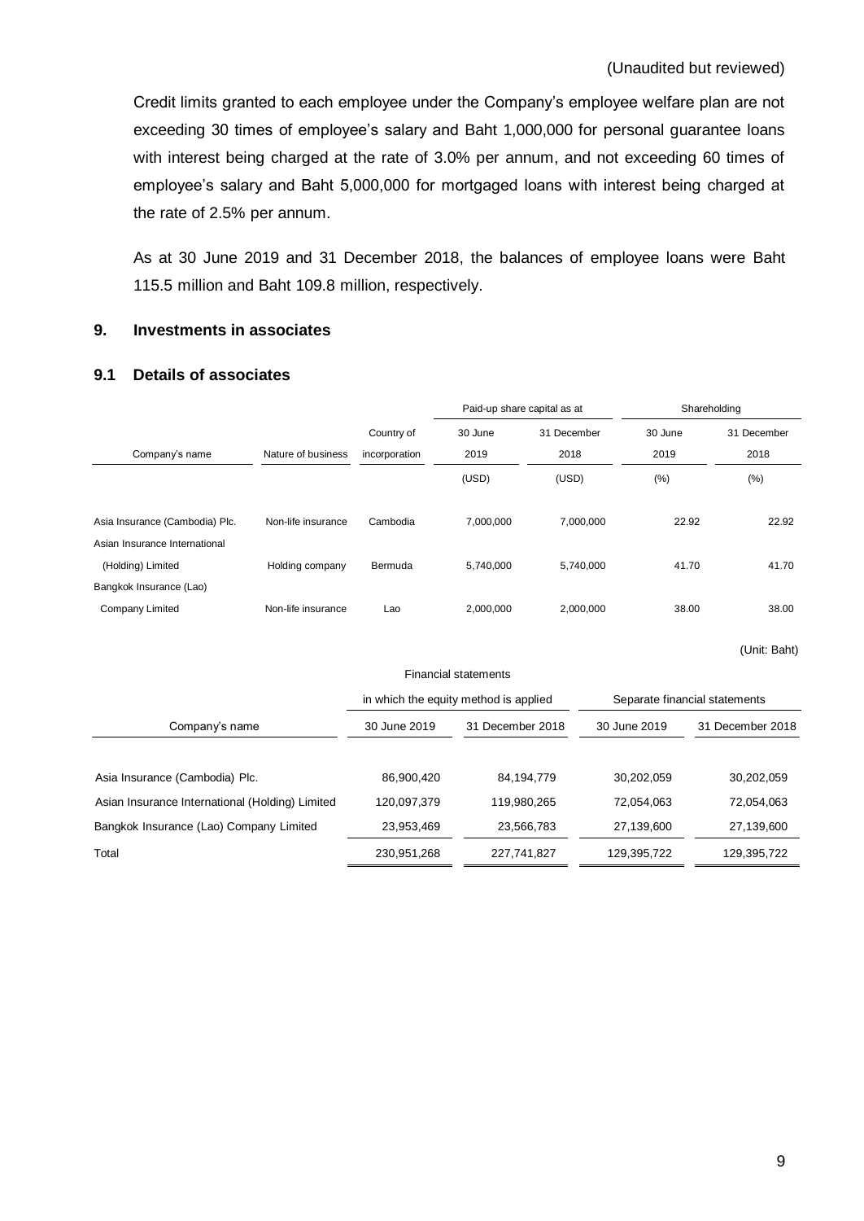(Unaudited but reviewed)

Credit limits granted to each employee under the Company's employee welfare plan are not exceeding 30 times of employee's salary and Baht 1,000,000 for personal guarantee loans with interest being charged at the rate of 3.0% per annum, and not exceeding 60 times of employee's salary and Baht 5,000,000 for mortgaged loans with interest being charged at the rate of 2.5% per annum.

As at 30 June 2019 and 31 December 2018, the balances of employee loans were Baht 115.5 million and Baht 109.8 million, respectively.

## 9. Investments in associates

### 9.1 Details of associates

| Company's name | Nature of business | Country of incorporation | Paid-up share capital as at 30 June 2019 (USD) | Paid-up share capital as at 31 December 2018 (USD) | Shareholding 30 June 2019 (%) | Shareholding 31 December 2018 (%) |
|---|---|---|---|---|---|---|
| Asia Insurance (Cambodia) Plc. | Non-life insurance | Cambodia | 7,000,000 | 7,000,000 | 22.92 | 22.92 |
| Asian Insurance International (Holding) Limited | Holding company | Bermuda | 5,740,000 | 5,740,000 | 41.70 | 41.70 |
| Bangkok Insurance (Lao) Company Limited | Non-life insurance | Lao | 2,000,000 | 2,000,000 | 38.00 | 38.00 |

(Unit: Baht)

| Company's name | Financial statements in which the equity method is applied | | Separate financial statements | |
|---|---|---|---|---|
| | 30 June 2019 | 31 December 2018 | 30 June 2019 | 31 December 2018 |
| Asia Insurance (Cambodia) Plc. | 86,900,420 | 84,194,779 | 30,202,059 | 30,202,059 |
| Asian Insurance International (Holding) Limited | 120,097,379 | 119,980,265 | 72,054,063 | 72,054,063 |
| Bangkok Insurance (Lao) Company Limited | 23,953,469 | 23,566,783 | 27,139,600 | 27,139,600 |
| Total | 230,951,268 | 227,741,827 | 129,395,722 | 129,395,722 |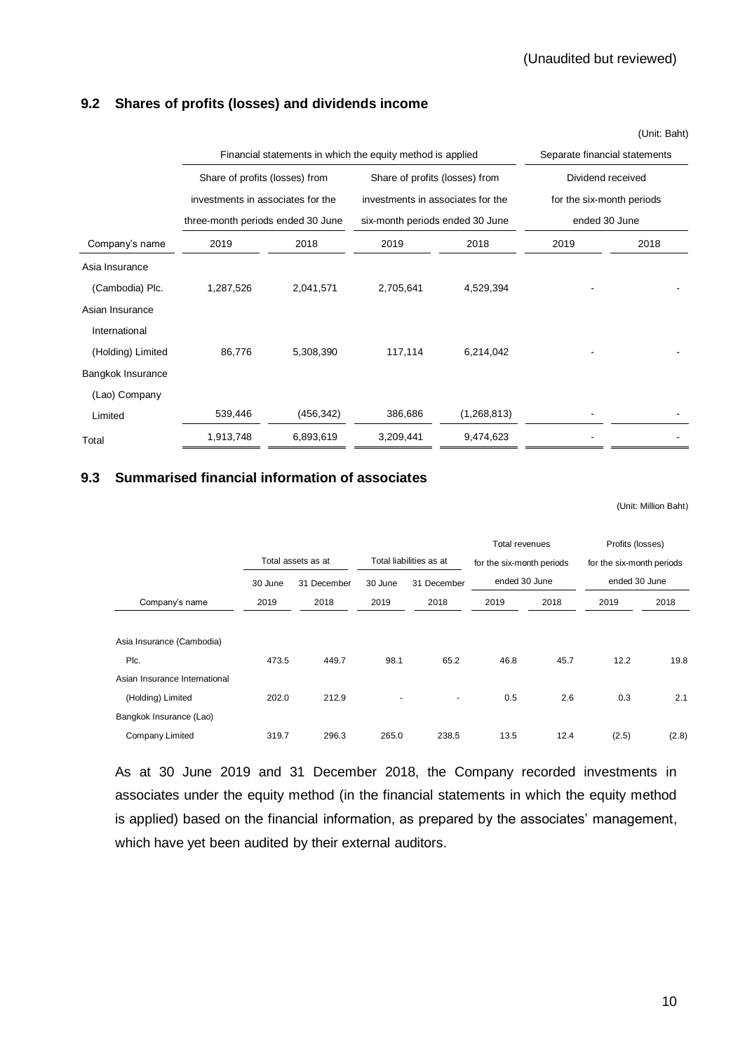(Unaudited but reviewed)

## 9.2 Shares of profits (losses) and dividends income

(Unit: Baht)

| | Financial statements in which the equity method is applied | | | | Separate financial statements | |
|---|---|---|---|---|---|---|
| | Share of profits (losses) from investments in associates for the three-month periods ended 30 June | | Share of profits (losses) from investments in associates for the six-month periods ended 30 June | | Dividend received for the six-month periods ended 30 June | |
| Company's name | 2019 | 2018 | 2019 | 2018 | 2019 | 2018 |
| Asia Insurance (Cambodia) Plc. | 1,287,526 | 2,041,571 | 2,705,641 | 4,529,394 | - | - |
| Asian Insurance International (Holding) Limited | 86,776 | 5,308,390 | 117,114 | 6,214,042 | - | - |
| Bangkok Insurance (Lao) Company Limited | 539,446 | (456,342) | 386,686 | (1,268,813) | - | - |
| Total | 1,913,748 | 6,893,619 | 3,209,441 | 9,474,623 | - | - |

## 9.3 Summarised financial information of associates

(Unit: Million Baht)

| | Total assets as at | | Total liabilities as at | | Total revenues for the six-month periods ended 30 June | | Profits (losses) for the six-month periods ended 30 June | |
|---|---|---|---|---|---|---|---|---|
| Company's name | 30 June 2019 | 31 December 2018 | 30 June 2019 | 31 December 2018 | 2019 | 2018 | 2019 | 2018 |
| Asia Insurance (Cambodia) Plc. | 473.5 | 449.7 | 98.1 | 65.2 | 46.8 | 45.7 | 12.2 | 19.8 |
| Asian Insurance International (Holding) Limited | 202.0 | 212.9 | - | - | 0.5 | 2.6 | 0.3 | 2.1 |
| Bangkok Insurance (Lao) Company Limited | 319.7 | 296.3 | 265.0 | 238.5 | 13.5 | 12.4 | (2.5) | (2.8) |

As at 30 June 2019 and 31 December 2018, the Company recorded investments in associates under the equity method (in the financial statements in which the equity method is applied) based on the financial information, as prepared by the associates' management, which have yet been audited by their external auditors.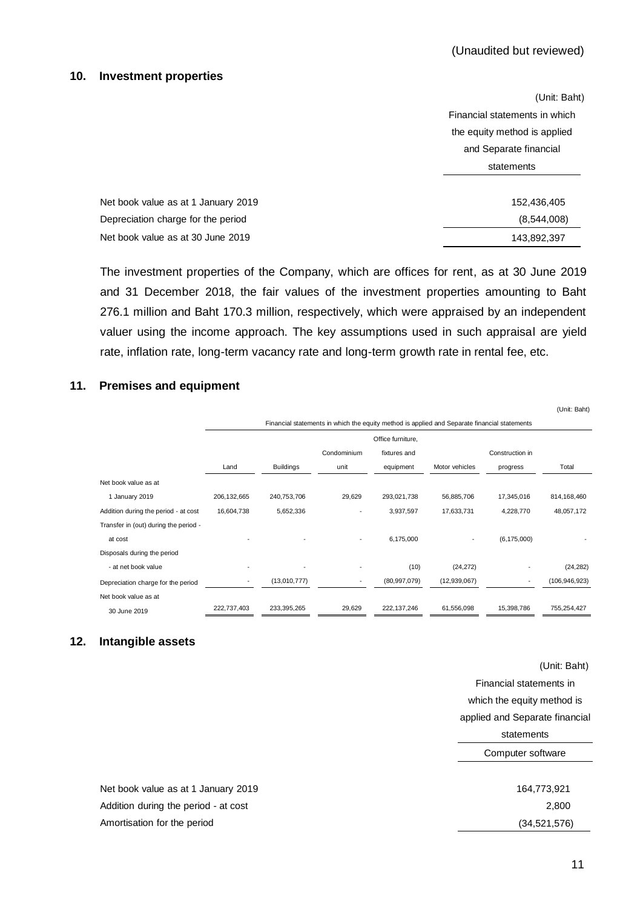(Unaudited but reviewed)

## 10. Investment properties

| | (Unit: Baht) |
|---|---|
| | Financial statements in which the equity method is applied and Separate financial statements |
| Net book value as at 1 January 2019 | 152,436,405 |
| Depreciation charge for the period | (8,544,008) |
| Net book value as at 30 June 2019 | 143,892,397 |

The investment properties of the Company, which are offices for rent, as at 30 June 2019 and 31 December 2018, the fair values of the investment properties amounting to Baht 276.1 million and Baht 170.3 million, respectively, which were appraised by an independent valuer using the income approach. The key assumptions used in such appraisal are yield rate, inflation rate, long-term vacancy rate and long-term growth rate in rental fee, etc.

## 11. Premises and equipment

(Unit: Baht)

| | Financial statements in which the equity method is applied and Separate financial statements | | | | | | |
|---|---|---|---|---|---|---|---|
| | Land | Buildings | Condominium unit | Office furniture, fixtures and equipment | Motor vehicles | Construction in progress | Total |
| Net book value as at 1 January 2019 | 206,132,665 | 240,753,706 | 29,629 | 293,021,738 | 56,885,706 | 17,345,016 | 814,168,460 |
| Addition during the period - at cost | 16,604,738 | 5,652,336 | - | 3,937,597 | 17,633,731 | 4,228,770 | 48,057,172 |
| Transfer in (out) during the period - at cost | - | - | - | 6,175,000 | - | (6,175,000) | - |
| Disposals during the period - at net book value | - | - | - | (10) | (24,272) | - | (24,282) |
| Depreciation charge for the period | - | (13,010,777) | - | (80,997,079) | (12,939,067) | - | (106,946,923) |
| Net book value as at 30 June 2019 | 222,737,403 | 233,395,265 | 29,629 | 222,137,246 | 61,556,098 | 15,398,786 | 755,254,427 |

## 12. Intangible assets

| | (Unit: Baht) |
|---|---|
| | Financial statements in which the equity method is applied and Separate financial statements |
| | Computer software |
| Net book value as at 1 January 2019 | 164,773,921 |
| Addition during the period - at cost | 2,800 |
| Amortisation for the period | (34,521,576) |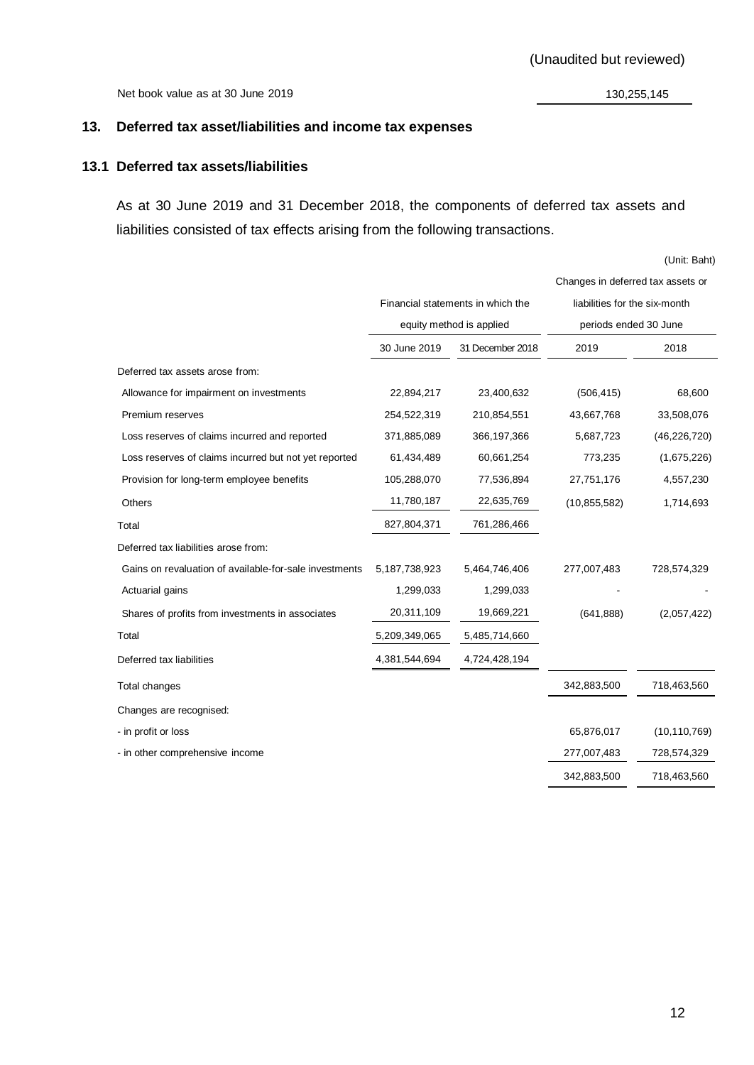(Unaudited but reviewed)

| Net book value as at 30 June 2019 | 130,255,145 |
|---|---|

## 13. Deferred tax asset/liabilities and income tax expenses

### 13.1 Deferred tax assets/liabilities

As at 30 June 2019 and 31 December 2018, the components of deferred tax assets and liabilities consisted of tax effects arising from the following transactions.

(Unit: Baht)

| | Financial statements in which the equity method is applied | | Changes in deferred tax assets or liabilities for the six-month periods ended 30 June | |
|---|---|---|---|---|
| | 30 June 2019 | 31 December 2018 | 2019 | 2018 |
| Deferred tax assets arose from: | | | | |
| Allowance for impairment on investments | 22,894,217 | 23,400,632 | (506,415) | 68,600 |
| Premium reserves | 254,522,319 | 210,854,551 | 43,667,768 | 33,508,076 |
| Loss reserves of claims incurred and reported | 371,885,089 | 366,197,366 | 5,687,723 | (46,226,720) |
| Loss reserves of claims incurred but not yet reported | 61,434,489 | 60,661,254 | 773,235 | (1,675,226) |
| Provision for long-term employee benefits | 105,288,070 | 77,536,894 | 27,751,176 | 4,557,230 |
| Others | 11,780,187 | 22,635,769 | (10,855,582) | 1,714,693 |
| Total | 827,804,371 | 761,286,466 | | |
| Deferred tax liabilities arose from: | | | | |
| Gains on revaluation of available-for-sale investments | 5,187,738,923 | 5,464,746,406 | 277,007,483 | 728,574,329 |
| Actuarial gains | 1,299,033 | 1,299,033 | - | - |
| Shares of profits from investments in associates | 20,311,109 | 19,669,221 | (641,888) | (2,057,422) |
| Total | 5,209,349,065 | 5,485,714,660 | | |
| Deferred tax liabilities | 4,381,544,694 | 4,724,428,194 | | |
| Total changes | | | 342,883,500 | 718,463,560 |
| Changes are recognised: | | | | |
| - in profit or loss | | | 65,876,017 | (10,110,769) |
| - in other comprehensive income | | | 277,007,483 | 728,574,329 |
| | | | 342,883,500 | 718,463,560 |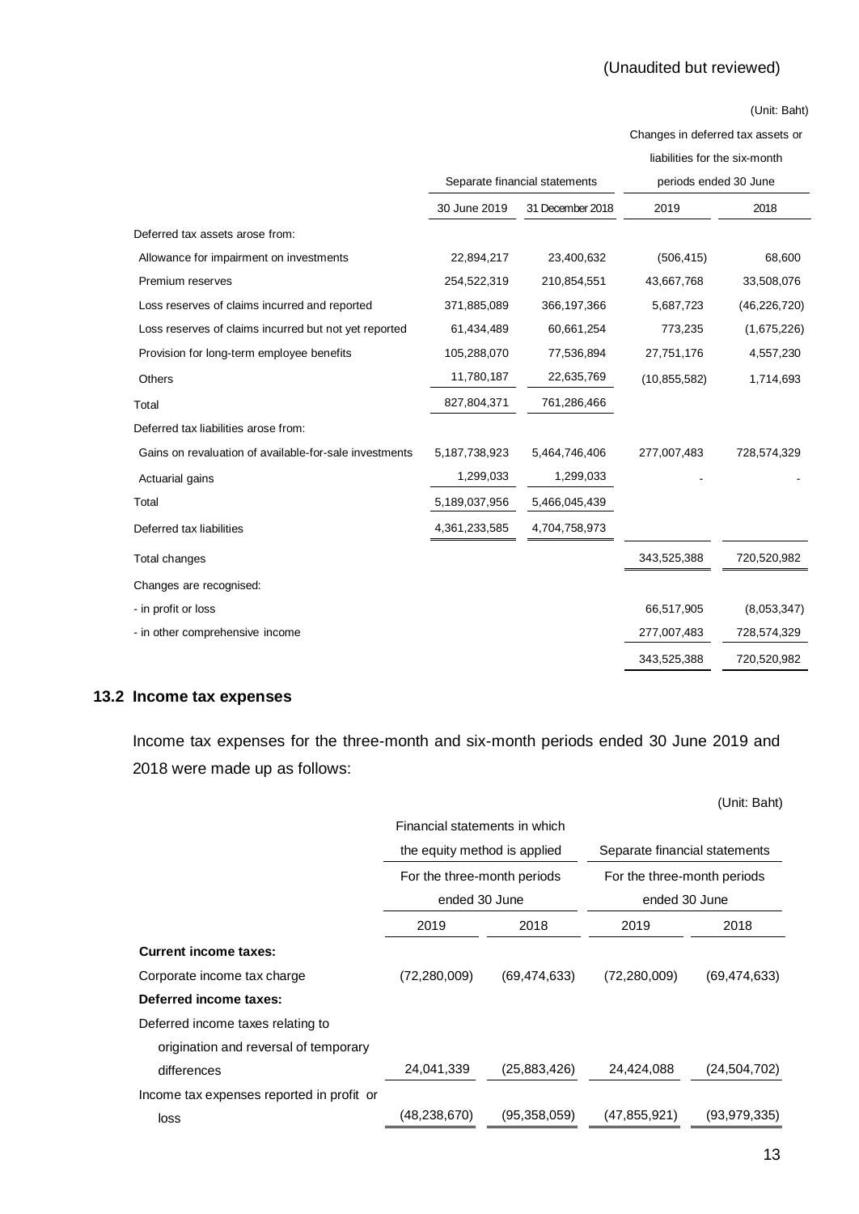(Unaudited but reviewed)

(Unit: Baht)

| | Separate financial statements | | Changes in deferred tax assets or liabilities for the six-month periods ended 30 June | |
|---|---|---|---|---|
| | 30 June 2019 | 31 December 2018 | 2019 | 2018 |
| Deferred tax assets arose from: | | | | |
| Allowance for impairment on investments | 22,894,217 | 23,400,632 | (506,415) | 68,600 |
| Premium reserves | 254,522,319 | 210,854,551 | 43,667,768 | 33,508,076 |
| Loss reserves of claims incurred and reported | 371,885,089 | 366,197,366 | 5,687,723 | (46,226,720) |
| Loss reserves of claims incurred but not yet reported | 61,434,489 | 60,661,254 | 773,235 | (1,675,226) |
| Provision for long-term employee benefits | 105,288,070 | 77,536,894 | 27,751,176 | 4,557,230 |
| Others | 11,780,187 | 22,635,769 | (10,855,582) | 1,714,693 |
| Total | 827,804,371 | 761,286,466 | | |
| Deferred tax liabilities arose from: | | | | |
| Gains on revaluation of available-for-sale investments | 5,187,738,923 | 5,464,746,406 | 277,007,483 | 728,574,329 |
| Actuarial gains | 1,299,033 | 1,299,033 | - | - |
| Total | 5,189,037,956 | 5,466,045,439 | | |
| Deferred tax liabilities | 4,361,233,585 | 4,704,758,973 | | |
| Total changes | | | 343,525,388 | 720,520,982 |
| Changes are recognised: | | | | |
| - in profit or loss | | | 66,517,905 | (8,053,347) |
| - in other comprehensive income | | | 277,007,483 | 728,574,329 |
| | | | 343,525,388 | 720,520,982 |

### 13.2 Income tax expenses

Income tax expenses for the three-month and six-month periods ended 30 June 2019 and 2018 were made up as follows:

(Unit: Baht)

| | Financial statements in which the equity method is applied | | Separate financial statements | |
|---|---|---|---|---|
| | For the three-month periods ended 30 June | | For the three-month periods ended 30 June | |
| | 2019 | 2018 | 2019 | 2018 |
| **Current income taxes:** | | | | |
| Corporate income tax charge | (72,280,009) | (69,474,633) | (72,280,009) | (69,474,633) |
| **Deferred income taxes:** | | | | |
| Deferred income taxes relating to origination and reversal of temporary differences | 24,041,339 | (25,883,426) | 24,424,088 | (24,504,702) |
| Income tax expenses reported in profit or loss | (48,238,670) | (95,358,059) | (47,855,921) | (93,979,335) |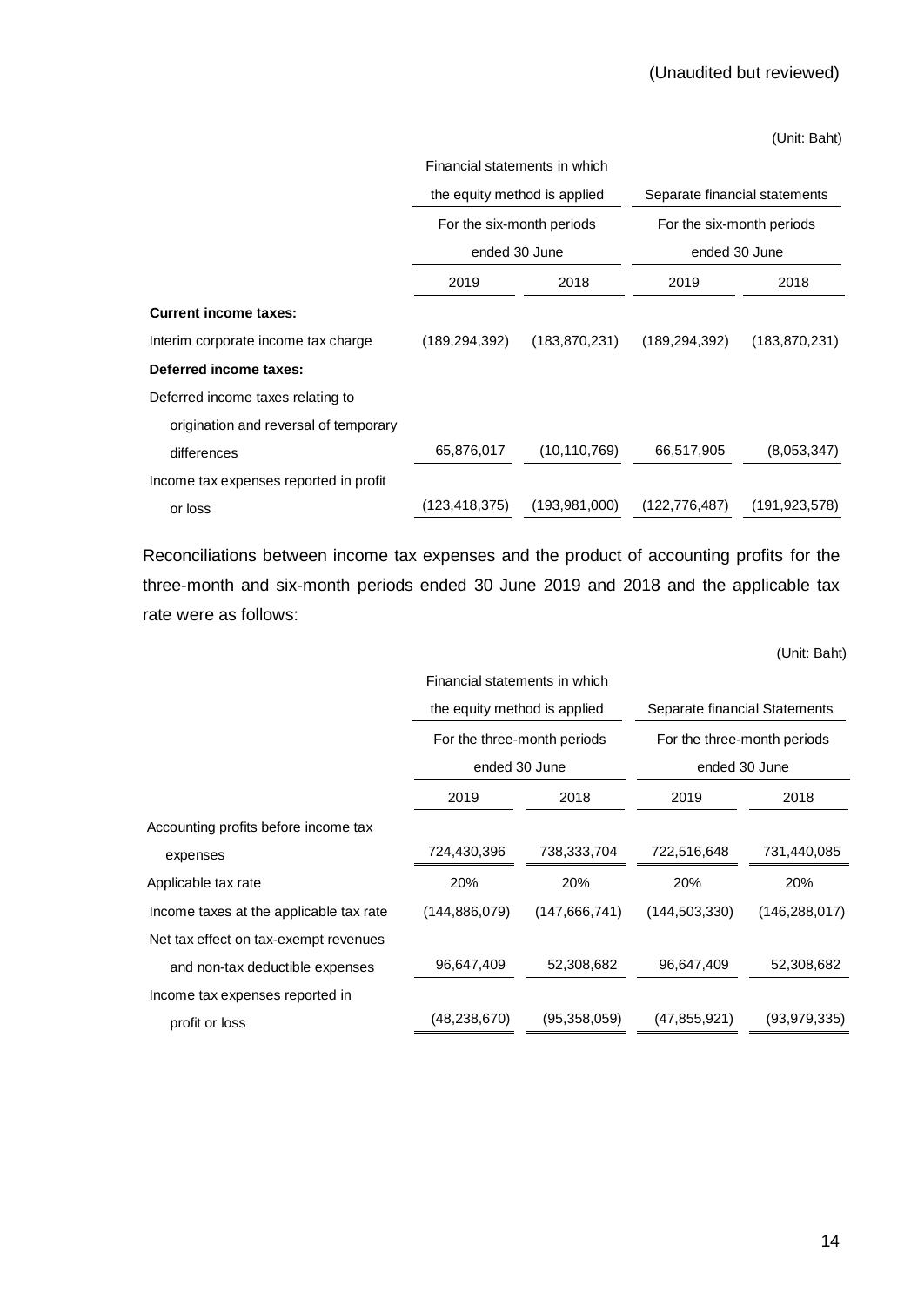(Unaudited but reviewed)

(Unit: Baht)

| | Financial statements in which the equity method is applied | | Separate financial statements | |
|---|---|---|---|---|
| | For the six-month periods ended 30 June | | For the six-month periods ended 30 June | |
| | 2019 | 2018 | 2019 | 2018 |
| **Current income taxes:** | | | | |
| Interim corporate income tax charge | (189,294,392) | (183,870,231) | (189,294,392) | (183,870,231) |
| **Deferred income taxes:** | | | | |
| Deferred income taxes relating to origination and reversal of temporary differences | 65,876,017 | (10,110,769) | 66,517,905 | (8,053,347) |
| Income tax expenses reported in profit or loss | (123,418,375) | (193,981,000) | (122,776,487) | (191,923,578) |

Reconciliations between income tax expenses and the product of accounting profits for the three-month and six-month periods ended 30 June 2019 and 2018 and the applicable tax rate were as follows:

(Unit: Baht)

| | Financial statements in which the equity method is applied | | Separate financial Statements | |
|---|---|---|---|---|
| | For the three-month periods ended 30 June | | For the three-month periods ended 30 June | |
| | 2019 | 2018 | 2019 | 2018 |
| Accounting profits before income tax expenses | 724,430,396 | 738,333,704 | 722,516,648 | 731,440,085 |
| Applicable tax rate | 20% | 20% | 20% | 20% |
| Income taxes at the applicable tax rate | (144,886,079) | (147,666,741) | (144,503,330) | (146,288,017) |
| Net tax effect on tax-exempt revenues and non-tax deductible expenses | 96,647,409 | 52,308,682 | 96,647,409 | 52,308,682 |
| Income tax expenses reported in profit or loss | (48,238,670) | (95,358,059) | (47,855,921) | (93,979,335) |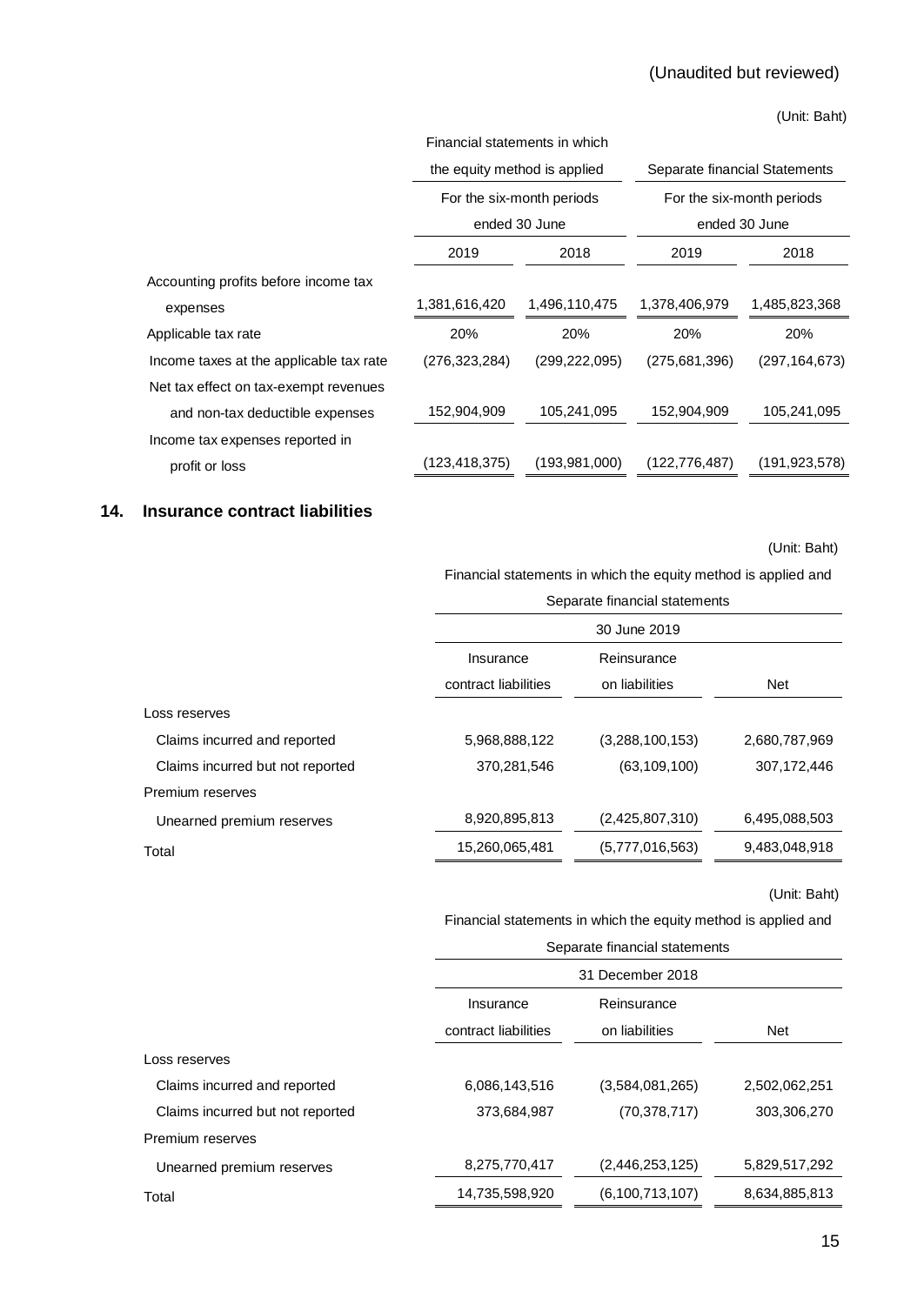(Unaudited but reviewed)

(Unit: Baht)

| | Financial statements in which the equity method is applied | | Separate financial Statements | |
|---|---|---|---|---|
| | For the six-month periods ended 30 June | | For the six-month periods ended 30 June | |
| | 2019 | 2018 | 2019 | 2018 |
| Accounting profits before income tax expenses | 1,381,616,420 | 1,496,110,475 | 1,378,406,979 | 1,485,823,368 |
| Applicable tax rate | 20% | 20% | 20% | 20% |
| Income taxes at the applicable tax rate | (276,323,284) | (299,222,095) | (275,681,396) | (297,164,673) |
| Net tax effect on tax-exempt revenues and non-tax deductible expenses | 152,904,909 | 105,241,095 | 152,904,909 | 105,241,095 |
| Income tax expenses reported in profit or loss | (123,418,375) | (193,981,000) | (122,776,487) | (191,923,578) |

## 14. Insurance contract liabilities

(Unit: Baht)

| | Financial statements in which the equity method is applied and Separate financial statements | | |
|---|---|---|---|
| | 30 June 2019 | | |
| | Insurance contract liabilities | Reinsurance on liabilities | Net |
| Loss reserves | | | |
| Claims incurred and reported | 5,968,888,122 | (3,288,100,153) | 2,680,787,969 |
| Claims incurred but not reported | 370,281,546 | (63,109,100) | 307,172,446 |
| Premium reserves | | | |
| Unearned premium reserves | 8,920,895,813 | (2,425,807,310) | 6,495,088,503 |
| Total | 15,260,065,481 | (5,777,016,563) | 9,483,048,918 |

(Unit: Baht)

| | Financial statements in which the equity method is applied and Separate financial statements | | |
|---|---|---|---|
| | 31 December 2018 | | |
| | Insurance contract liabilities | Reinsurance on liabilities | Net |
| Loss reserves | | | |
| Claims incurred and reported | 6,086,143,516 | (3,584,081,265) | 2,502,062,251 |
| Claims incurred but not reported | 373,684,987 | (70,378,717) | 303,306,270 |
| Premium reserves | | | |
| Unearned premium reserves | 8,275,770,417 | (2,446,253,125) | 5,829,517,292 |
| Total | 14,735,598,920 | (6,100,713,107) | 8,634,885,813 |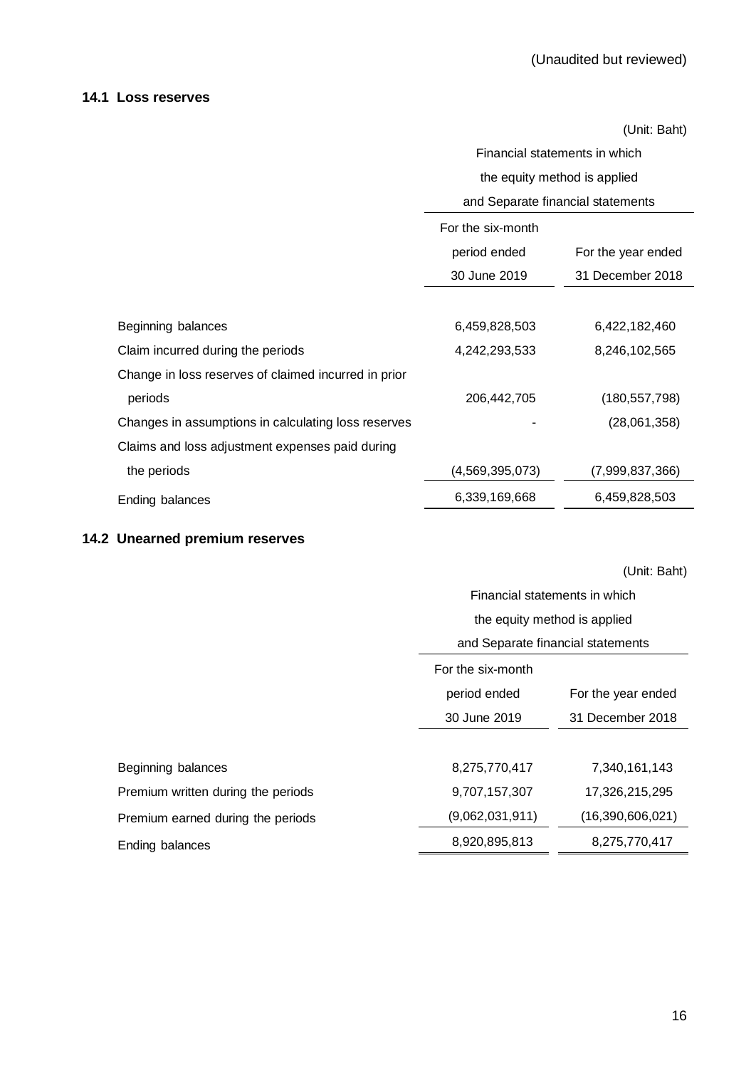(Unaudited but reviewed)

### 14.1 Loss reserves

(Unit: Baht)

| | Financial statements in which the equity method is applied and Separate financial statements | |
|---|---|---|
| | For the six-month period ended 30 June 2019 | For the year ended 31 December 2018 |
| Beginning balances | 6,459,828,503 | 6,422,182,460 |
| Claim incurred during the periods | 4,242,293,533 | 8,246,102,565 |
| Change in loss reserves of claimed incurred in prior periods | 206,442,705 | (180,557,798) |
| Changes in assumptions in calculating loss reserves | - | (28,061,358) |
| Claims and loss adjustment expenses paid during the periods | (4,569,395,073) | (7,999,837,366) |
| Ending balances | 6,339,169,668 | 6,459,828,503 |

### 14.2 Unearned premium reserves

(Unit: Baht)

| | Financial statements in which the equity method is applied and Separate financial statements | |
|---|---|---|
| | For the six-month period ended 30 June 2019 | For the year ended 31 December 2018 |
| Beginning balances | 8,275,770,417 | 7,340,161,143 |
| Premium written during the periods | 9,707,157,307 | 17,326,215,295 |
| Premium earned during the periods | (9,062,031,911) | (16,390,606,021) |
| Ending balances | 8,920,895,813 | 8,275,770,417 |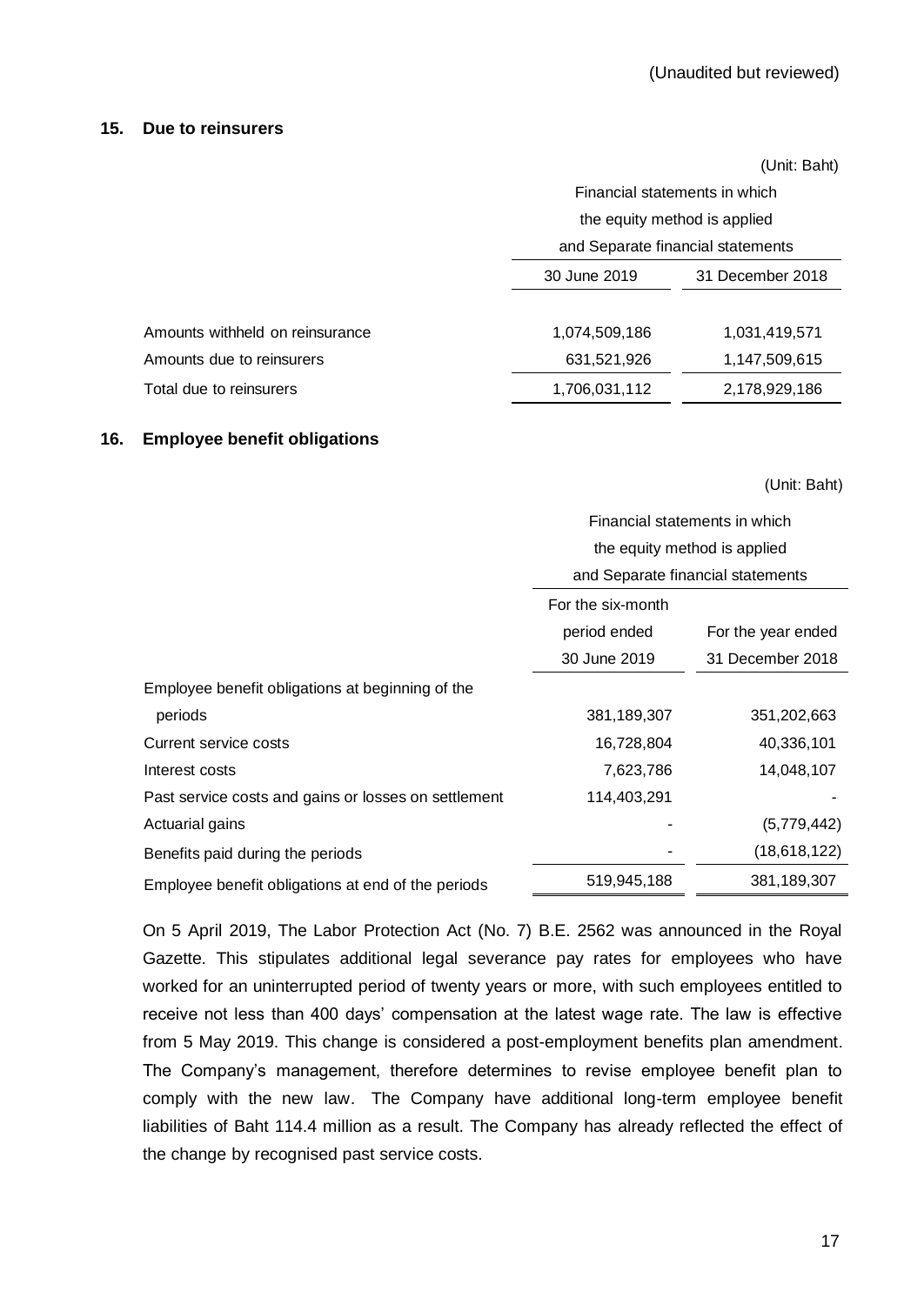(Unaudited but reviewed)

## 15. Due to reinsurers

(Unit: Baht)

| | Financial statements in which the equity method is applied and Separate financial statements | |
|---|---|---|
| | 30 June 2019 | 31 December 2018 |
| Amounts withheld on reinsurance | 1,074,509,186 | 1,031,419,571 |
| Amounts due to reinsurers | 631,521,926 | 1,147,509,615 |
| Total due to reinsurers | 1,706,031,112 | 2,178,929,186 |

## 16. Employee benefit obligations

(Unit: Baht)

| | Financial statements in which the equity method is applied and Separate financial statements | |
|---|---|---|
| | For the six-month period ended 30 June 2019 | For the year ended 31 December 2018 |
| Employee benefit obligations at beginning of the periods | 381,189,307 | 351,202,663 |
| Current service costs | 16,728,804 | 40,336,101 |
| Interest costs | 7,623,786 | 14,048,107 |
| Past service costs and gains or losses on settlement | 114,403,291 | - |
| Actuarial gains | - | (5,779,442) |
| Benefits paid during the periods | - | (18,618,122) |
| Employee benefit obligations at end of the periods | 519,945,188 | 381,189,307 |

On 5 April 2019, The Labor Protection Act (No. 7) B.E. 2562 was announced in the Royal Gazette. This stipulates additional legal severance pay rates for employees who have worked for an uninterrupted period of twenty years or more, with such employees entitled to receive not less than 400 days' compensation at the latest wage rate. The law is effective from 5 May 2019. This change is considered a post-employment benefits plan amendment. The Company's management, therefore determines to revise employee benefit plan to comply with the new law. The Company have additional long-term employee benefit liabilities of Baht 114.4 million as a result. The Company has already reflected the effect of the change by recognised past service costs.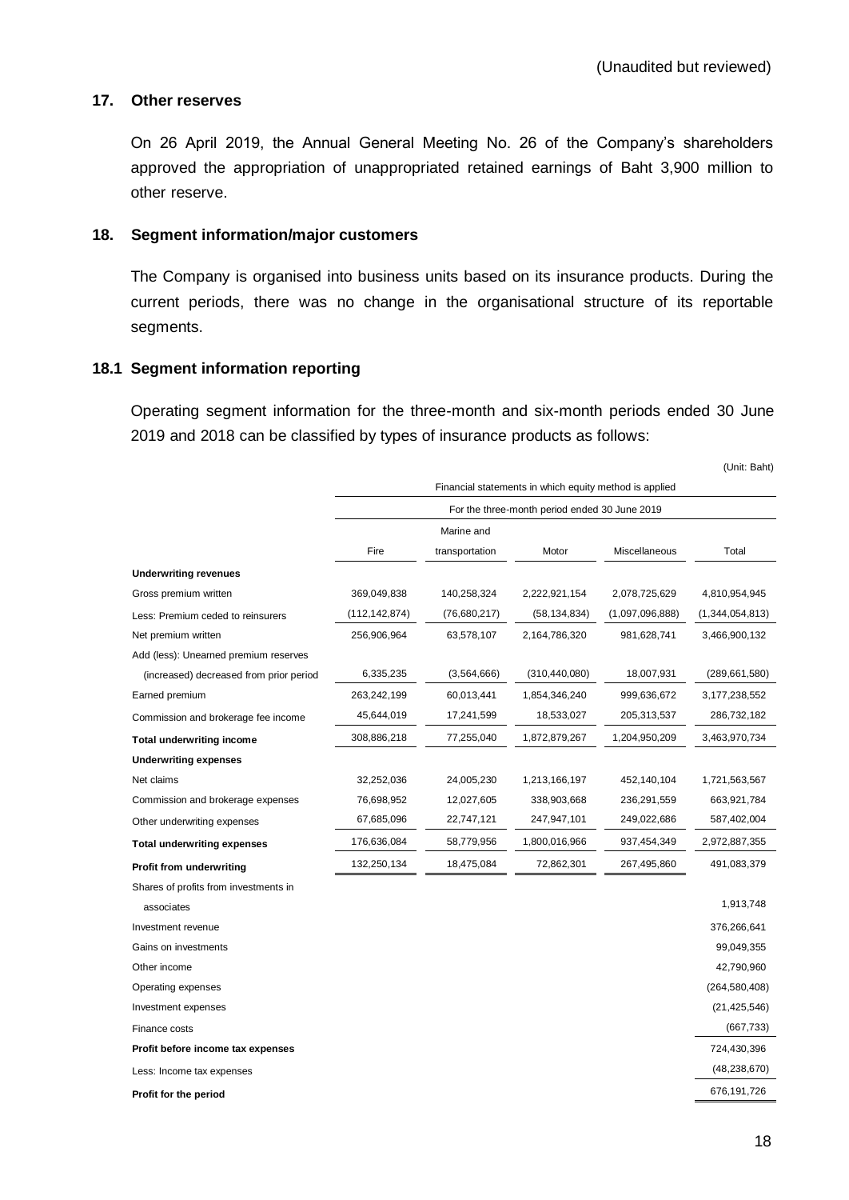(Unaudited but reviewed)

## 17. Other reserves

On 26 April 2019, the Annual General Meeting No. 26 of the Company's shareholders approved the appropriation of unappropriated retained earnings of Baht 3,900 million to other reserve.

## 18. Segment information/major customers

The Company is organised into business units based on its insurance products. During the current periods, there was no change in the organisational structure of its reportable segments.

### 18.1 Segment information reporting

Operating segment information for the three-month and six-month periods ended 30 June 2019 and 2018 can be classified by types of insurance products as follows:

(Unit: Baht)

| | Financial statements in which equity method is applied | | | | |
|---|---|---|---|---|---|
| | For the three-month period ended 30 June 2019 | | | | |
| | Fire | Marine and transportation | Motor | Miscellaneous | Total |
| **Underwriting revenues** | | | | | |
| Gross premium written | 369,049,838 | 140,258,324 | 2,222,921,154 | 2,078,725,629 | 4,810,954,945 |
| Less: Premium ceded to reinsurers | (112,142,874) | (76,680,217) | (58,134,834) | (1,097,096,888) | (1,344,054,813) |
| Net premium written | 256,906,964 | 63,578,107 | 2,164,786,320 | 981,628,741 | 3,466,900,132 |
| Add (less): Unearned premium reserves (increased) decreased from prior period | 6,335,235 | (3,564,666) | (310,440,080) | 18,007,931 | (289,661,580) |
| Earned premium | 263,242,199 | 60,013,441 | 1,854,346,240 | 999,636,672 | 3,177,238,552 |
| Commission and brokerage fee income | 45,644,019 | 17,241,599 | 18,533,027 | 205,313,537 | 286,732,182 |
| **Total underwriting income** | 308,886,218 | 77,255,040 | 1,872,879,267 | 1,204,950,209 | 3,463,970,734 |
| **Underwriting expenses** | | | | | |
| Net claims | 32,252,036 | 24,005,230 | 1,213,166,197 | 452,140,104 | 1,721,563,567 |
| Commission and brokerage expenses | 76,698,952 | 12,027,605 | 338,903,668 | 236,291,559 | 663,921,784 |
| Other underwriting expenses | 67,685,096 | 22,747,121 | 247,947,101 | 249,022,686 | 587,402,004 |
| **Total underwriting expenses** | 176,636,084 | 58,779,956 | 1,800,016,966 | 937,454,349 | 2,972,887,355 |
| **Profit from underwriting** | 132,250,134 | 18,475,084 | 72,862,301 | 267,495,860 | 491,083,379 |
| Shares of profits from investments in associates | | | | | 1,913,748 |
| Investment revenue | | | | | 376,266,641 |
| Gains on investments | | | | | 99,049,355 |
| Other income | | | | | 42,790,960 |
| Operating expenses | | | | | (264,580,408) |
| Investment expenses | | | | | (21,425,546) |
| Finance costs | | | | | (667,733) |
| **Profit before income tax expenses** | | | | | 724,430,396 |
| Less: Income tax expenses | | | | | (48,238,670) |
| **Profit for the period** | | | | | 676,191,726 |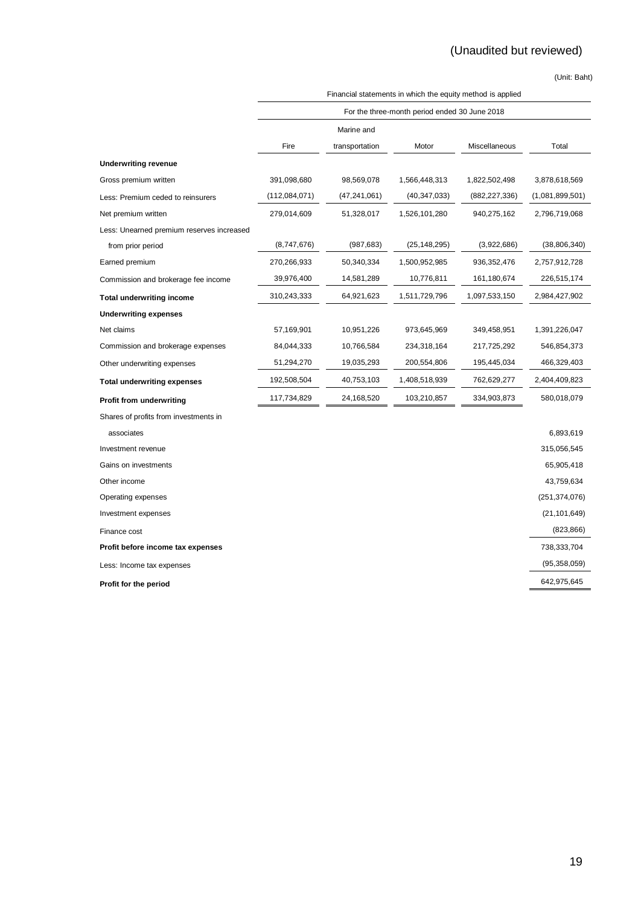(Unaudited but reviewed)

(Unit: Baht)

| | Financial statements in which the equity method is applied | | | | |
|---|---|---|---|---|---|
| | For the three-month period ended 30 June 2018 | | | | |
| | Fire | Marine and transportation | Motor | Miscellaneous | Total |
| **Underwriting revenue** | | | | | |
| Gross premium written | 391,098,680 | 98,569,078 | 1,566,448,313 | 1,822,502,498 | 3,878,618,569 |
| Less: Premium ceded to reinsurers | (112,084,071) | (47,241,061) | (40,347,033) | (882,227,336) | (1,081,899,501) |
| Net premium written | 279,014,609 | 51,328,017 | 1,526,101,280 | 940,275,162 | 2,796,719,068 |
| Less: Unearned premium reserves increased from prior period | (8,747,676) | (987,683) | (25,148,295) | (3,922,686) | (38,806,340) |
| Earned premium | 270,266,933 | 50,340,334 | 1,500,952,985 | 936,352,476 | 2,757,912,728 |
| Commission and brokerage fee income | 39,976,400 | 14,581,289 | 10,776,811 | 161,180,674 | 226,515,174 |
| **Total underwriting income** | 310,243,333 | 64,921,623 | 1,511,729,796 | 1,097,533,150 | 2,984,427,902 |
| **Underwriting expenses** | | | | | |
| Net claims | 57,169,901 | 10,951,226 | 973,645,969 | 349,458,951 | 1,391,226,047 |
| Commission and brokerage expenses | 84,044,333 | 10,766,584 | 234,318,164 | 217,725,292 | 546,854,373 |
| Other underwriting expenses | 51,294,270 | 19,035,293 | 200,554,806 | 195,445,034 | 466,329,403 |
| **Total underwriting expenses** | 192,508,504 | 40,753,103 | 1,408,518,939 | 762,629,277 | 2,404,409,823 |
| **Profit from underwriting** | 117,734,829 | 24,168,520 | 103,210,857 | 334,903,873 | 580,018,079 |
| Shares of profits from investments in associates | | | | | 6,893,619 |
| Investment revenue | | | | | 315,056,545 |
| Gains on investments | | | | | 65,905,418 |
| Other income | | | | | 43,759,634 |
| Operating expenses | | | | | (251,374,076) |
| Investment expenses | | | | | (21,101,649) |
| Finance cost | | | | | (823,866) |
| **Profit before income tax expenses** | | | | | 738,333,704 |
| Less: Income tax expenses | | | | | (95,358,059) |
| **Profit for the period** | | | | | 642,975,645 |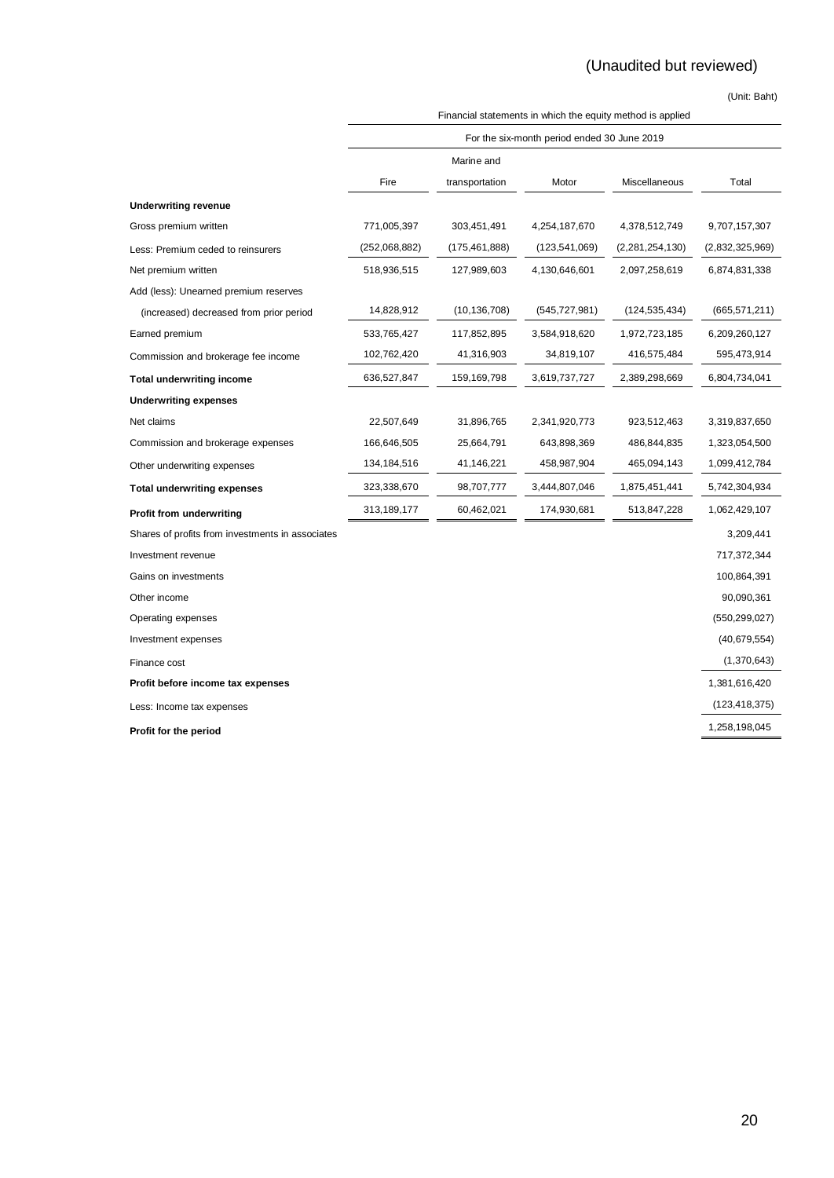(Unaudited but reviewed)

(Unit: Baht)

| | Financial statements in which the equity method is applied | | | | |
|---|---|---|---|---|---|
| | For the six-month period ended 30 June 2019 | | | | |
| | Fire | Marine and transportation | Motor | Miscellaneous | Total |
| **Underwriting revenue** | | | | | |
| Gross premium written | 771,005,397 | 303,451,491 | 4,254,187,670 | 4,378,512,749 | 9,707,157,307 |
| Less: Premium ceded to reinsurers | (252,068,882) | (175,461,888) | (123,541,069) | (2,281,254,130) | (2,832,325,969) |
| Net premium written | 518,936,515 | 127,989,603 | 4,130,646,601 | 2,097,258,619 | 6,874,831,338 |
| Add (less): Unearned premium reserves | | | | | |
| (increased) decreased from prior period | 14,828,912 | (10,136,708) | (545,727,981) | (124,535,434) | (665,571,211) |
| Earned premium | 533,765,427 | 117,852,895 | 3,584,918,620 | 1,972,723,185 | 6,209,260,127 |
| Commission and brokerage fee income | 102,762,420 | 41,316,903 | 34,819,107 | 416,575,484 | 595,473,914 |
| **Total underwriting income** | 636,527,847 | 159,169,798 | 3,619,737,727 | 2,389,298,669 | 6,804,734,041 |
| **Underwriting expenses** | | | | | |
| Net claims | 22,507,649 | 31,896,765 | 2,341,920,773 | 923,512,463 | 3,319,837,650 |
| Commission and brokerage expenses | 166,646,505 | 25,664,791 | 643,898,369 | 486,844,835 | 1,323,054,500 |
| Other underwriting expenses | 134,184,516 | 41,146,221 | 458,987,904 | 465,094,143 | 1,099,412,784 |
| **Total underwriting expenses** | 323,338,670 | 98,707,777 | 3,444,807,046 | 1,875,451,441 | 5,742,304,934 |
| **Profit from underwriting** | 313,189,177 | 60,462,021 | 174,930,681 | 513,847,228 | 1,062,429,107 |
| Shares of profits from investments in associates | | | | | 3,209,441 |
| Investment revenue | | | | | 717,372,344 |
| Gains on investments | | | | | 100,864,391 |
| Other income | | | | | 90,090,361 |
| Operating expenses | | | | | (550,299,027) |
| Investment expenses | | | | | (40,679,554) |
| Finance cost | | | | | (1,370,643) |
| **Profit before income tax expenses** | | | | | 1,381,616,420 |
| Less: Income tax expenses | | | | | (123,418,375) |
| **Profit for the period** | | | | | 1,258,198,045 |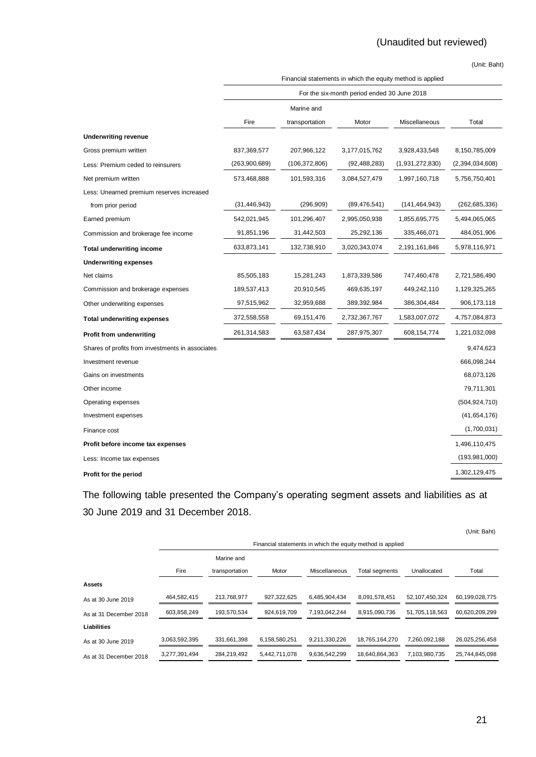(Unaudited but reviewed)

(Unit: Baht)

| | Financial statements in which the equity method is applied | | | | |
|---|---|---|---|---|---|
| | For the six-month period ended 30 June 2018 | | | | |
| | Fire | Marine and transportation | Motor | Miscellaneous | Total |
| **Underwriting revenue** | | | | | |
| Gross premium written | 837,369,577 | 207,966,122 | 3,177,015,762 | 3,928,433,548 | 8,150,785,009 |
| Less: Premium ceded to reinsurers | (263,900,689) | (106,372,806) | (92,488,283) | (1,931,272,830) | (2,394,034,608) |
| Net premium written | 573,468,888 | 101,593,316 | 3,084,527,479 | 1,997,160,718 | 5,756,750,401 |
| Less: Unearned premium reserves increased from prior period | (31,446,943) | (296,909) | (89,476,541) | (141,464,943) | (262,685,336) |
| Earned premium | 542,021,945 | 101,296,407 | 2,995,050,938 | 1,855,695,775 | 5,494,065,065 |
| Commission and brokerage fee income | 91,851,196 | 31,442,503 | 25,292,136 | 335,466,071 | 484,051,906 |
| **Total underwriting income** | 633,873,141 | 132,738,910 | 3,020,343,074 | 2,191,161,846 | 5,978,116,971 |
| **Underwriting expenses** | | | | | |
| Net claims | 85,505,183 | 15,281,243 | 1,873,339,586 | 747,460,478 | 2,721,586,490 |
| Commission and brokerage expenses | 189,537,413 | 20,910,545 | 469,635,197 | 449,242,110 | 1,129,325,265 |
| Other underwriting expenses | 97,515,962 | 32,959,688 | 389,392,984 | 386,304,484 | 906,173,118 |
| **Total underwriting expenses** | 372,558,558 | 69,151,476 | 2,732,367,767 | 1,583,007,072 | 4,757,084,873 |
| **Profit from underwriting** | 261,314,583 | 63,587,434 | 287,975,307 | 608,154,774 | 1,221,032,098 |
| Shares of profits from investments in associates | | | | | 9,474,623 |
| Investment revenue | | | | | 666,098,244 |
| Gains on investments | | | | | 68,073,126 |
| Other income | | | | | 79,711,301 |
| Operating expenses | | | | | (504,924,710) |
| Investment expenses | | | | | (41,654,176) |
| Finance cost | | | | | (1,700,031) |
| **Profit before income tax expenses** | | | | | 1,496,110,475 |
| Less: Income tax expenses | | | | | (193,981,000) |
| **Profit for the period** | | | | | 1,302,129,475 |

The following table presented the Company's operating segment assets and liabilities as at 30 June 2019 and 31 December 2018.

(Unit: Baht)

| | Financial statements in which the equity method is applied | | | | | | |
|---|---|---|---|---|---|---|---|
| | Fire | Marine and transportation | Motor | Miscellaneous | Total segments | Unallocated | Total |
| **Assets** | | | | | | | |
| As at 30 June 2019 | 464,582,415 | 213,768,977 | 927,322,625 | 6,485,904,434 | 8,091,578,451 | 52,107,450,324 | 60,199,028,775 |
| As at 31 December 2018 | 603,858,249 | 193,570,534 | 924,619,709 | 7,193,042,244 | 8,915,090,736 | 51,705,118,563 | 60,620,209,299 |
| **Liabilities** | | | | | | | |
| As at 30 June 2019 | 3,063,592,395 | 331,661,398 | 6,158,580,251 | 9,211,330,226 | 18,765,164,270 | 7,260,092,188 | 26,025,256,458 |
| As at 31 December 2018 | 3,277,391,494 | 284,219,492 | 5,442,711,078 | 9,636,542,299 | 18,640,864,363 | 7,103,980,735 | 25,744,845,098 |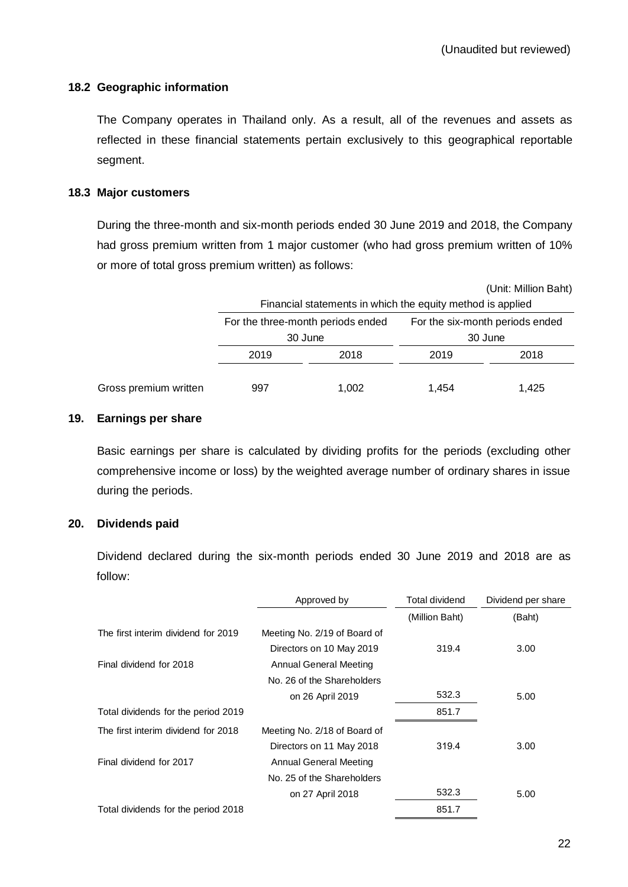(Unaudited but reviewed)

### 18.2 Geographic information

The Company operates in Thailand only. As a result, all of the revenues and assets as reflected in these financial statements pertain exclusively to this geographical reportable segment.

### 18.3 Major customers

During the three-month and six-month periods ended 30 June 2019 and 2018, the Company had gross premium written from 1 major customer (who had gross premium written of 10% or more of total gross premium written) as follows:

(Unit: Million Baht)

| | Financial statements in which the equity method is applied | | | |
|---|---|---|---|---|
| | For the three-month periods ended 30 June | | For the six-month periods ended 30 June | |
| | 2019 | 2018 | 2019 | 2018 |
| Gross premium written | 997 | 1,002 | 1,454 | 1,425 |

## 19. Earnings per share

Basic earnings per share is calculated by dividing profits for the periods (excluding other comprehensive income or loss) by the weighted average number of ordinary shares in issue during the periods.

## 20. Dividends paid

Dividend declared during the six-month periods ended 30 June 2019 and 2018 are as follow:

| | Approved by | Total dividend | Dividend per share |
|---|---|---|---|
| | | (Million Baht) | (Baht) |
| The first interim dividend for 2019 | Meeting No. 2/19 of Board of Directors on 10 May 2019 | 319.4 | 3.00 |
| Final dividend for 2018 | Annual General Meeting No. 26 of the Shareholders on 26 April 2019 | 532.3 | 5.00 |
| Total dividends for the period 2019 | | 851.7 | |
| The first interim dividend for 2018 | Meeting No. 2/18 of Board of Directors on 11 May 2018 | 319.4 | 3.00 |
| Final dividend for 2017 | Annual General Meeting No. 25 of the Shareholders on 27 April 2018 | 532.3 | 5.00 |
| Total dividends for the period 2018 | | 851.7 | |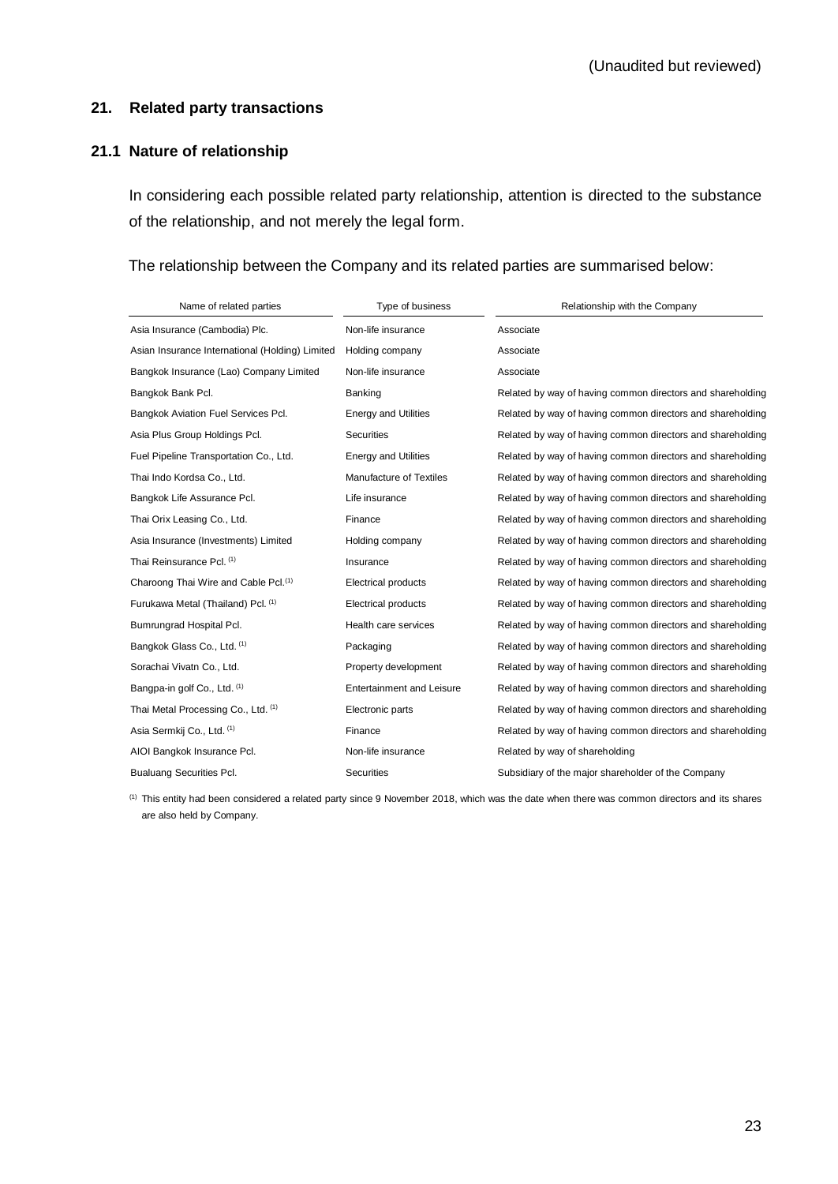(Unaudited but reviewed)

## 21. Related party transactions

### 21.1 Nature of relationship

In considering each possible related party relationship, attention is directed to the substance of the relationship, and not merely the legal form.

The relationship between the Company and its related parties are summarised below:

| Name of related parties | Type of business | Relationship with the Company |
|---|---|---|
| Asia Insurance (Cambodia) Plc. | Non-life insurance | Associate |
| Asian Insurance International (Holding) Limited | Holding company | Associate |
| Bangkok Insurance (Lao) Company Limited | Non-life insurance | Associate |
| Bangkok Bank Pcl. | Banking | Related by way of having common directors and shareholding |
| Bangkok Aviation Fuel Services Pcl. | Energy and Utilities | Related by way of having common directors and shareholding |
| Asia Plus Group Holdings Pcl. | Securities | Related by way of having common directors and shareholding |
| Fuel Pipeline Transportation Co., Ltd. | Energy and Utilities | Related by way of having common directors and shareholding |
| Thai Indo Kordsa Co., Ltd. | Manufacture of Textiles | Related by way of having common directors and shareholding |
| Bangkok Life Assurance Pcl. | Life insurance | Related by way of having common directors and shareholding |
| Thai Orix Leasing Co., Ltd. | Finance | Related by way of having common directors and shareholding |
| Asia Insurance (Investments) Limited | Holding company | Related by way of having common directors and shareholding |
| Thai Reinsurance Pcl. (1) | Insurance | Related by way of having common directors and shareholding |
| Charoong Thai Wire and Cable Pcl. (1) | Electrical products | Related by way of having common directors and shareholding |
| Furukawa Metal (Thailand) Pcl. (1) | Electrical products | Related by way of having common directors and shareholding |
| Bumrungrad Hospital Pcl. | Health care services | Related by way of having common directors and shareholding |
| Bangkok Glass Co., Ltd. (1) | Packaging | Related by way of having common directors and shareholding |
| Sorachai Vivatn Co., Ltd. | Property development | Related by way of having common directors and shareholding |
| Bangpa-in golf Co., Ltd. (1) | Entertainment and Leisure | Related by way of having common directors and shareholding |
| Thai Metal Processing Co., Ltd. (1) | Electronic parts | Related by way of having common directors and shareholding |
| Asia Sermkij Co., Ltd. (1) | Finance | Related by way of having common directors and shareholding |
| AIOI Bangkok Insurance Pcl. | Non-life insurance | Related by way of shareholding |
| Bualuang Securities Pcl. | Securities | Subsidiary of the major shareholder of the Company |

(1) This entity had been considered a related party since 9 November 2018, which was the date when there was common directors and its shares are also held by Company.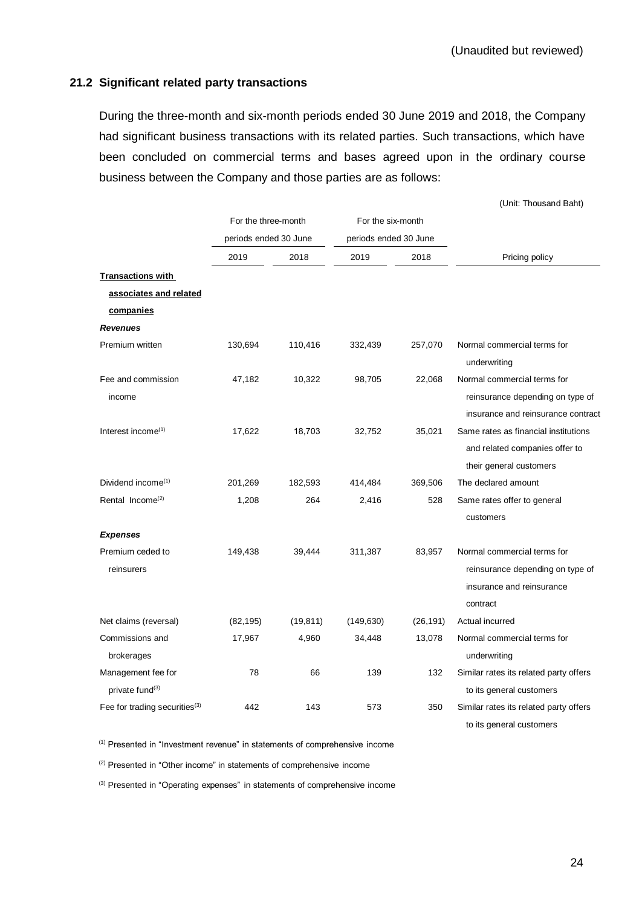(Unaudited but reviewed)

### 21.2 Significant related party transactions

During the three-month and six-month periods ended 30 June 2019 and 2018, the Company had significant business transactions with its related parties. Such transactions, which have been concluded on commercial terms and bases agreed upon in the ordinary course business between the Company and those parties are as follows:

(Unit: Thousand Baht)

| | For the three-month periods ended 30 June | | For the six-month periods ended 30 June | | |
|---|---|---|---|---|---|
| | 2019 | 2018 | 2019 | 2018 | Pricing policy |
| **Transactions with associates and related companies** | | | | | |
| ***Revenues*** | | | | | |
| Premium written | 130,694 | 110,416 | 332,439 | 257,070 | Normal commercial terms for underwriting |
| Fee and commission income | 47,182 | 10,322 | 98,705 | 22,068 | Normal commercial terms for reinsurance depending on type of insurance and reinsurance contract |
| Interest income[(1)] | 17,622 | 18,703 | 32,752 | 35,021 | Same rates as financial institutions and related companies offer to their general customers |
| Dividend income[(1)] | 201,269 | 182,593 | 414,484 | 369,506 | The declared amount |
| Rental Income[(2)] | 1,208 | 264 | 2,416 | 528 | Same rates offer to general customers |
| ***Expenses*** | | | | | |
| Premium ceded to reinsurers | 149,438 | 39,444 | 311,387 | 83,957 | Normal commercial terms for reinsurance depending on type of insurance and reinsurance contract |
| Net claims (reversal) | (82,195) | (19,811) | (149,630) | (26,191) | Actual incurred |
| Commissions and brokerages | 17,967 | 4,960 | 34,448 | 13,078 | Normal commercial terms for underwriting |
| Management fee for private fund[(3)] | 78 | 66 | 139 | 132 | Similar rates its related party offers to its general customers |
| Fee for trading securities[(3)] | 442 | 143 | 573 | 350 | Similar rates its related party offers to its general customers |

[(1)] Presented in "Investment revenue" in statements of comprehensive income

[(2)] Presented in "Other income" in statements of comprehensive income

[(3)] Presented in "Operating expenses" in statements of comprehensive income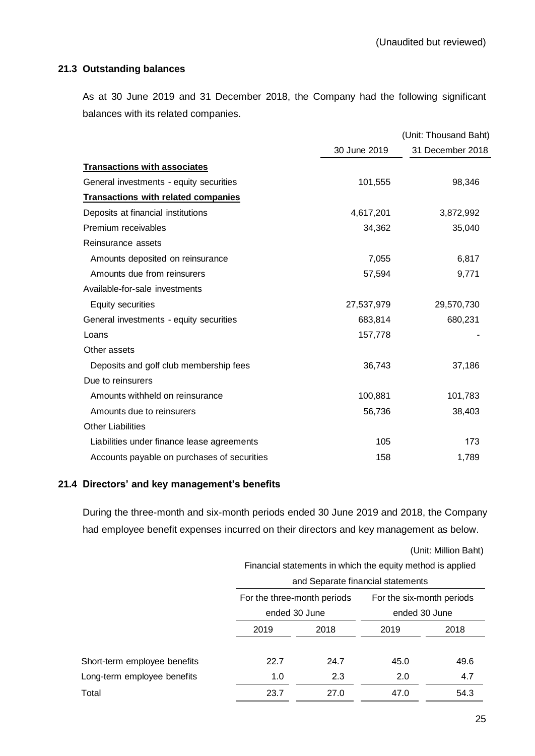(Unaudited but reviewed)

### 21.3 Outstanding balances

As at 30 June 2019 and 31 December 2018, the Company had the following significant balances with its related companies.

(Unit: Thousand Baht)

| | 30 June 2019 | 31 December 2018 |
|---|---|---|
| **Transactions with associates** | | |
| General investments - equity securities | 101,555 | 98,346 |
| **Transactions with related companies** | | |
| Deposits at financial institutions | 4,617,201 | 3,872,992 |
| Premium receivables | 34,362 | 35,040 |
| Reinsurance assets | | |
| Amounts deposited on reinsurance | 7,055 | 6,817 |
| Amounts due from reinsurers | 57,594 | 9,771 |
| Available-for-sale investments | | |
| Equity securities | 27,537,979 | 29,570,730 |
| General investments - equity securities | 683,814 | 680,231 |
| Loans | 157,778 | - |
| Other assets | | |
| Deposits and golf club membership fees | 36,743 | 37,186 |
| Due to reinsurers | | |
| Amounts withheld on reinsurance | 100,881 | 101,783 |
| Amounts due to reinsurers | 56,736 | 38,403 |
| Other Liabilities | | |
| Liabilities under finance lease agreements | 105 | 173 |
| Accounts payable on purchases of securities | 158 | 1,789 |

### 21.4 Directors' and key management's benefits

During the three-month and six-month periods ended 30 June 2019 and 2018, the Company had employee benefit expenses incurred on their directors and key management as below.

(Unit: Million Baht)

| | Financial statements in which the equity method is applied and Separate financial statements | | | |
|---|---|---|---|---|
| | For the three-month periods ended 30 June | | For the six-month periods ended 30 June | |
| | 2019 | 2018 | 2019 | 2018 |
| Short-term employee benefits | 22.7 | 24.7 | 45.0 | 49.6 |
| Long-term employee benefits | 1.0 | 2.3 | 2.0 | 4.7 |
| Total | 23.7 | 27.0 | 47.0 | 54.3 |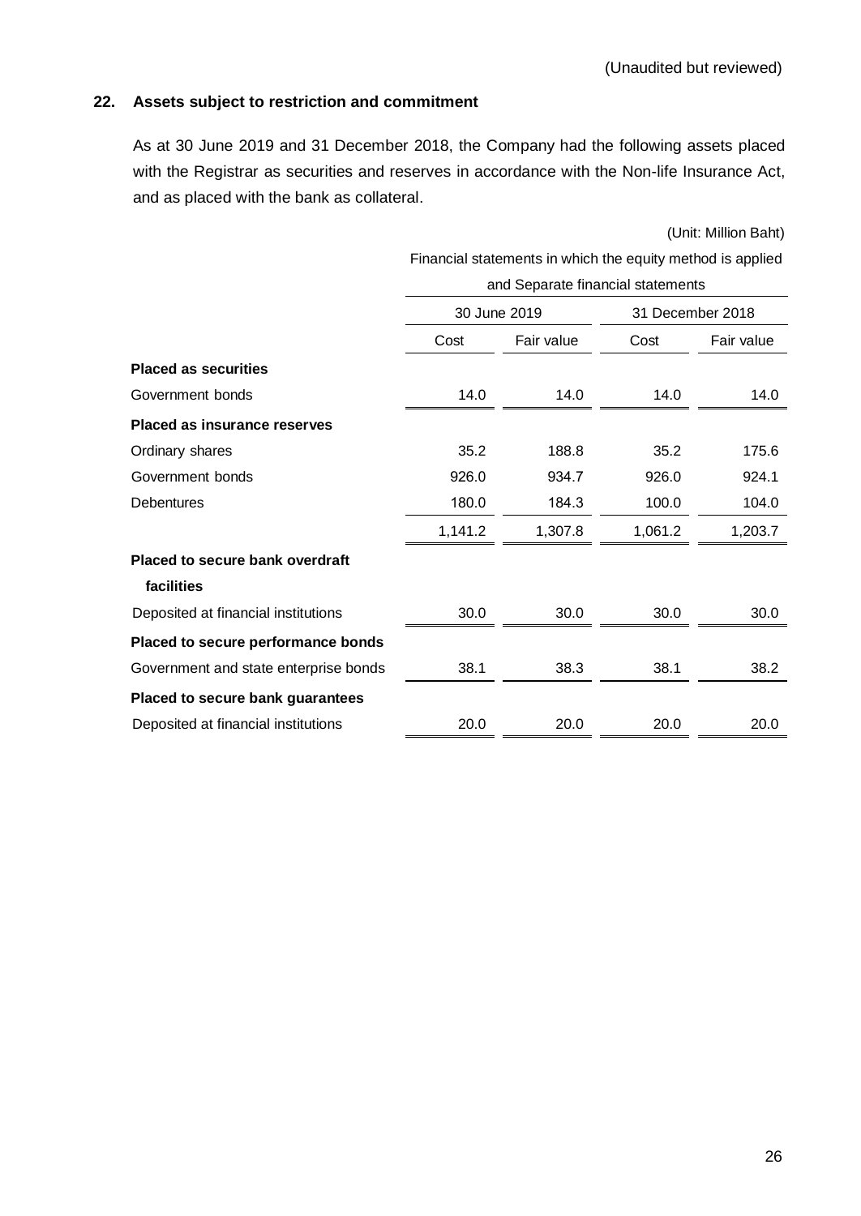(Unaudited but reviewed)

## 22. Assets subject to restriction and commitment

As at 30 June 2019 and 31 December 2018, the Company had the following assets placed with the Registrar as securities and reserves in accordance with the Non-life Insurance Act, and as placed with the bank as collateral.

(Unit: Million Baht)

| | Financial statements in which the equity method is applied and Separate financial statements | | | |
|---|---|---|---|---|
| | 30 June 2019 | | 31 December 2018 | |
| | Cost | Fair value | Cost | Fair value |
| **Placed as securities** | | | | |
| Government bonds | 14.0 | 14.0 | 14.0 | 14.0 |
| **Placed as insurance reserves** | | | | |
| Ordinary shares | 35.2 | 188.8 | 35.2 | 175.6 |
| Government bonds | 926.0 | 934.7 | 926.0 | 924.1 |
| Debentures | 180.0 | 184.3 | 100.0 | 104.0 |
| | 1,141.2 | 1,307.8 | 1,061.2 | 1,203.7 |
| **Placed to secure bank overdraft facilities** | | | | |
| Deposited at financial institutions | 30.0 | 30.0 | 30.0 | 30.0 |
| **Placed to secure performance bonds** | | | | |
| Government and state enterprise bonds | 38.1 | 38.3 | 38.1 | 38.2 |
| **Placed to secure bank guarantees** | | | | |
| Deposited at financial institutions | 20.0 | 20.0 | 20.0 | 20.0 |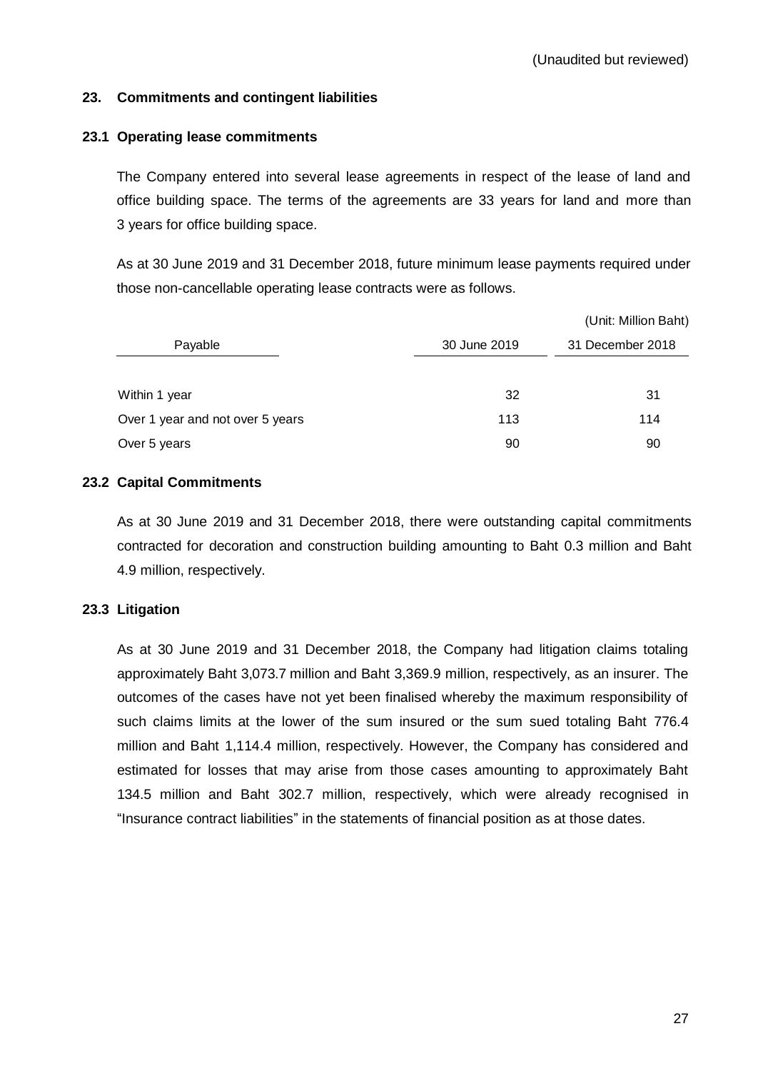(Unaudited but reviewed)

## 23. Commitments and contingent liabilities

### 23.1 Operating lease commitments

The Company entered into several lease agreements in respect of the lease of land and office building space. The terms of the agreements are 33 years for land and more than 3 years for office building space.

As at 30 June 2019 and 31 December 2018, future minimum lease payments required under those non-cancellable operating lease contracts were as follows.

(Unit: Million Baht)

| Payable | 30 June 2019 | 31 December 2018 |
|---|---|---|
| Within 1 year | 32 | 31 |
| Over 1 year and not over 5 years | 113 | 114 |
| Over 5 years | 90 | 90 |

### 23.2 Capital Commitments

As at 30 June 2019 and 31 December 2018, there were outstanding capital commitments contracted for decoration and construction building amounting to Baht 0.3 million and Baht 4.9 million, respectively.

### 23.3 Litigation

As at 30 June 2019 and 31 December 2018, the Company had litigation claims totaling approximately Baht 3,073.7 million and Baht 3,369.9 million, respectively, as an insurer. The outcomes of the cases have not yet been finalised whereby the maximum responsibility of such claims limits at the lower of the sum insured or the sum sued totaling Baht 776.4 million and Baht 1,114.4 million, respectively. However, the Company has considered and estimated for losses that may arise from those cases amounting to approximately Baht 134.5 million and Baht 302.7 million, respectively, which were already recognised in "Insurance contract liabilities" in the statements of financial position as at those dates.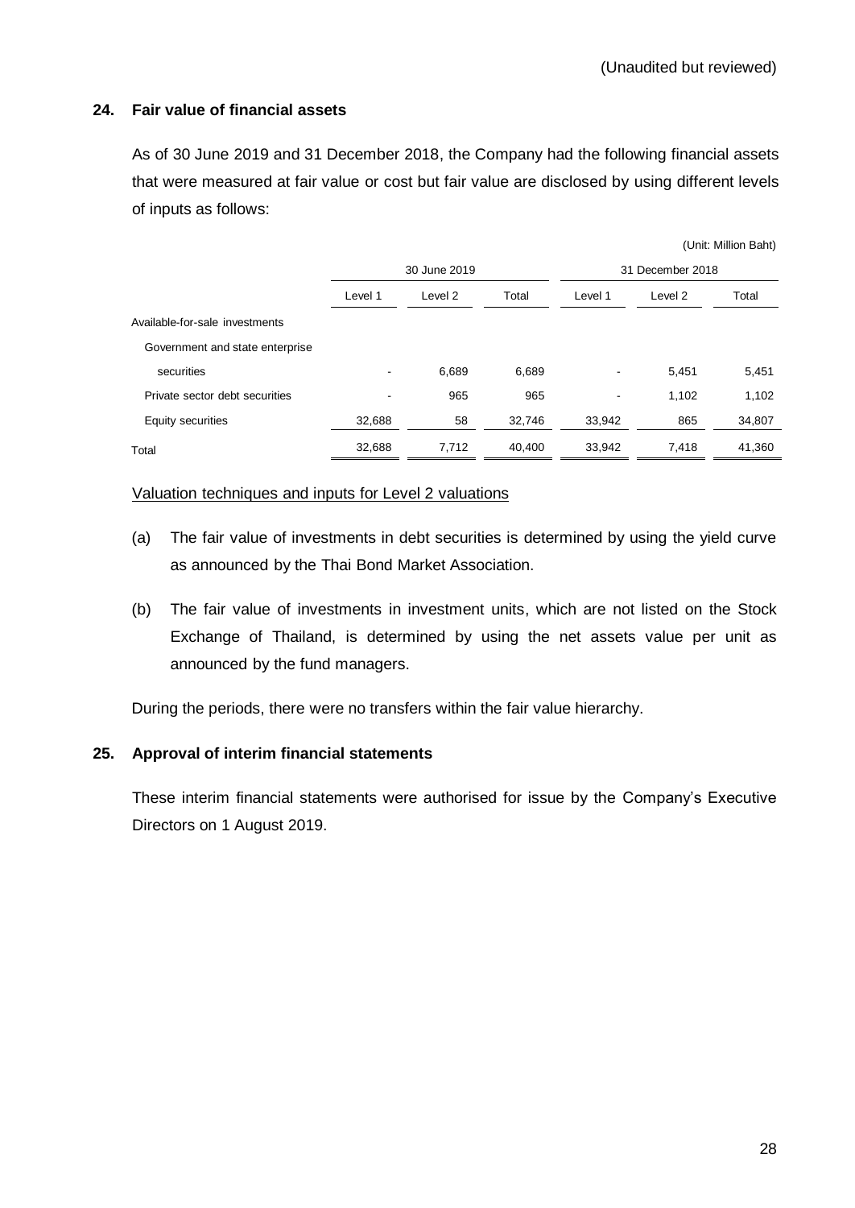(Unaudited but reviewed)

## 24. Fair value of financial assets

As of 30 June 2019 and 31 December 2018, the Company had the following financial assets that were measured at fair value or cost but fair value are disclosed by using different levels of inputs as follows:

(Unit: Million Baht)

| | 30 June 2019 | | | 31 December 2018 | | |
|---|---|---|---|---|---|---|
| | Level 1 | Level 2 | Total | Level 1 | Level 2 | Total |
| Available-for-sale investments | | | | | | |
| Government and state enterprise securities | - | 6,689 | 6,689 | - | 5,451 | 5,451 |
| Private sector debt securities | - | 965 | 965 | - | 1,102 | 1,102 |
| Equity securities | 32,688 | 58 | 32,746 | 33,942 | 865 | 34,807 |
| Total | 32,688 | 7,712 | 40,400 | 33,942 | 7,418 | 41,360 |

Valuation techniques and inputs for Level 2 valuations

(a) The fair value of investments in debt securities is determined by using the yield curve as announced by the Thai Bond Market Association.

(b) The fair value of investments in investment units, which are not listed on the Stock Exchange of Thailand, is determined by using the net assets value per unit as announced by the fund managers.

During the periods, there were no transfers within the fair value hierarchy.

## 25. Approval of interim financial statements

These interim financial statements were authorised for issue by the Company's Executive Directors on 1 August 2019.